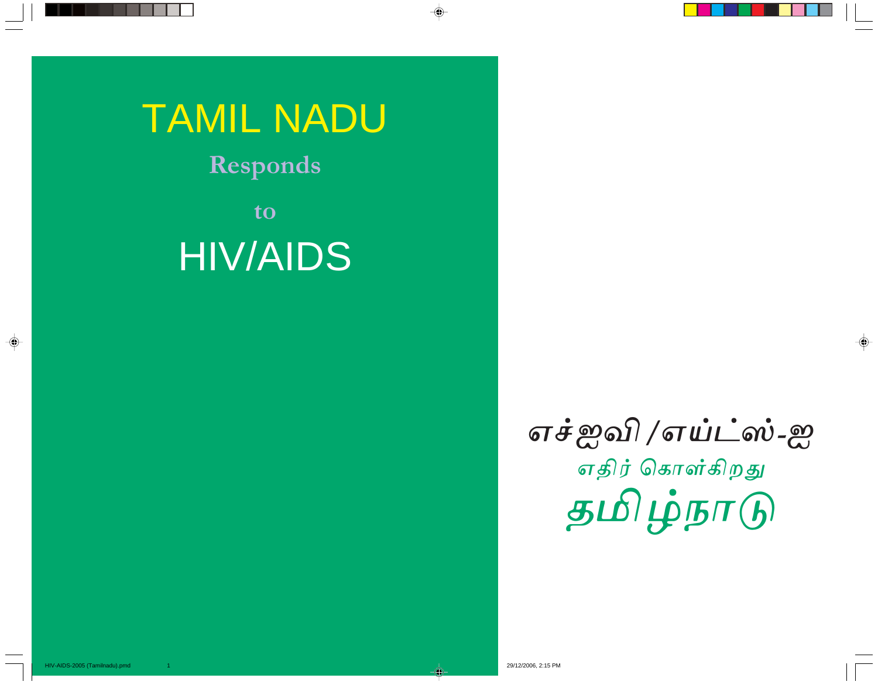# TAMIL NADU

## Responds

## to

# HIV/AIDS

# எச்ஐவி /எய்ட்ஸ்-ஐ

## எதிர் கொள்கிறது

# தமிழ்நாடு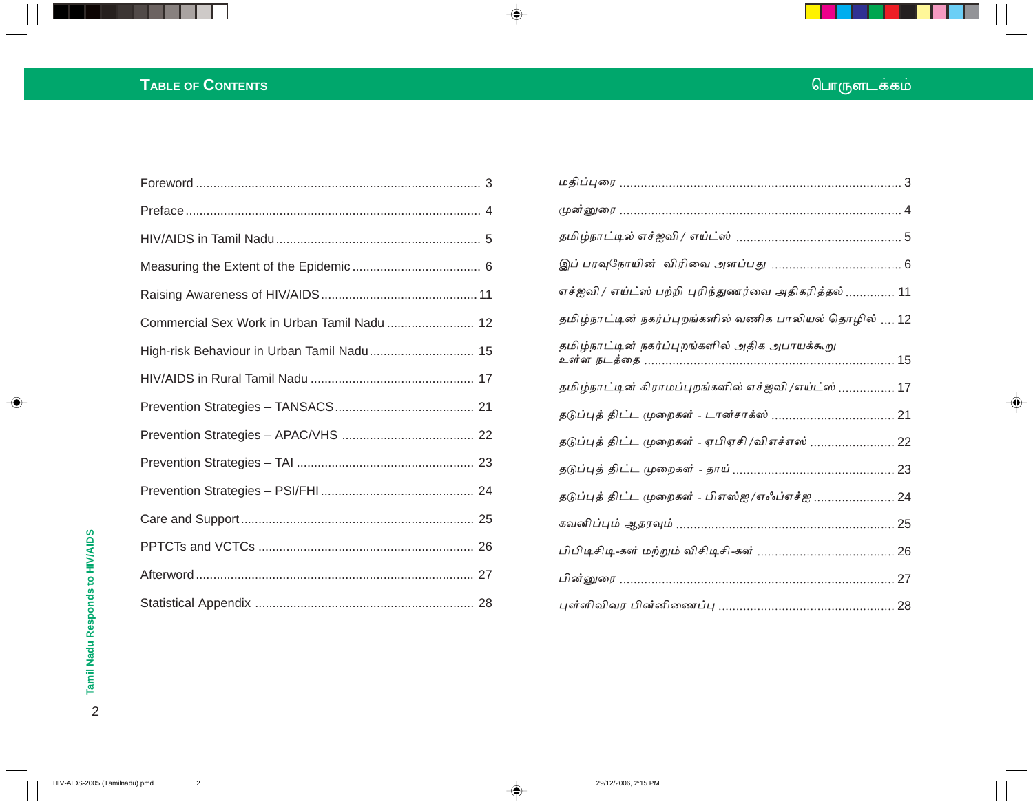# TABLE OF CONTENTS

| | |
|---|---|
| Foreword | 3 |
| Preface | 4 |
| HIV/AIDS in Tamil Nadu | 5 |
| Measuring the Extent of the Epidemic | 6 |
| Raising Awareness of HIV/AIDS | 11 |
| Commercial Sex Work in Urban Tamil Nadu | 12 |
| High-risk Behaviour in Urban Tamil Nadu | 15 |
| HIV/AIDS in Rural Tamil Nadu | 17 |
| Prevention Strategies – TANSACS | 21 |
| Prevention Strategies – APAC/VHS | 22 |
| Prevention Strategies – TAI | 23 |
| Prevention Strategies – PSI/FHI | 24 |
| Care and Support | 25 |
| PPTCTs and VCTCs | 26 |
| Afterword | 27 |
| Statistical Appendix | 28 |

# பொருளடக்கம்

| | |
|---|---|
| மதிப்புரை | 3 |
| முன்னுரை | 4 |
| தமிழ்நாட்டில் எச்ஐவி / எய்ட்ஸ் | 5 |
| இப் பரவுநோயின் விரிவை அளப்பது | 6 |
| எச்ஐவி / எய்ட்ஸ் பற்றி புரிந்துணர்வை அதிகரித்தல் | 11 |
| தமிழ்நாட்டின் நகர்ப்புறங்களில் வணிக பாலியல் தொழில் | 12 |
| தமிழ்நாட்டின் நகர்ப்புறங்களில் அதிக அபாயக்கூறு உள்ள நடத்தை | 15 |
| தமிழ்நாட்டின் கிராமப்புறங்களில் எச்ஐவி /எய்ட்ஸ் | 17 |
| தடுப்புத் திட்ட முறைகள் - டான்சாக்ஸ் | 21 |
| தடுப்புத் திட்ட முறைகள் - ஏபிஏசி/விஎச்எஸ் | 22 |
| தடுப்புத் திட்ட முறைகள் - தாய் | 23 |
| தடுப்புத் திட்ட முறைகள் - பிஎஸ்ஐ/எஃப்எச்ஐ | 24 |
| கவனிப்பும் ஆதரவும் | 25 |
| பிபிடிசிடி-கள் மற்றும் விசிடிசி-கள் | 26 |
| பின்னுரை | 27 |
| புள்ளிவிவர பின்னிணைப்பு | 28 |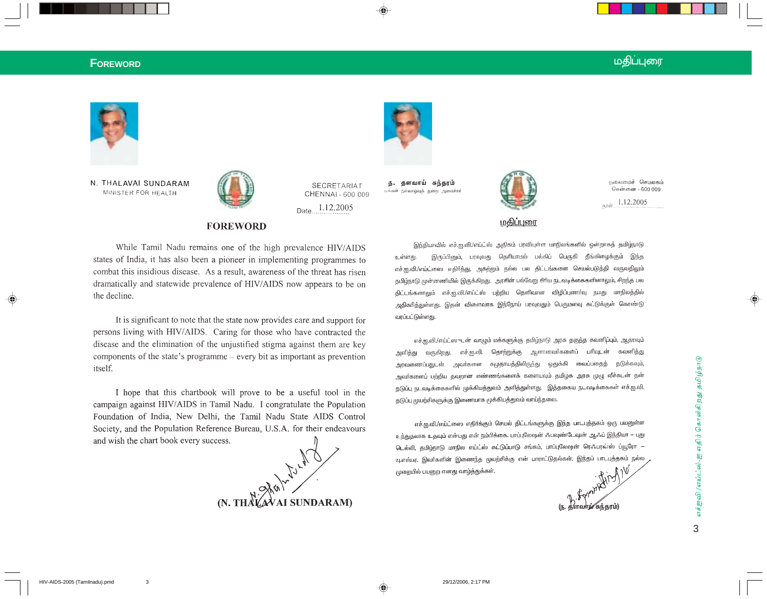N. THALAVAI SUNDARAM
MINISTER FOR HEALTH

SECRETARIAT
CHENNAI - 600 009

Date 1.12.2005

## FOREWORD

While Tamil Nadu remains one of the high prevalence HIV/AIDS states of India, it has also been a pioneer in implementing programmes to combat this insidious disease. As a result, awareness of the threat has risen dramatically and statewide prevalence of HIV/AIDS now appears to be on the decline.

It is significant to note that the state now provides care and support for persons living with HIV/AIDS. Caring for those who have contracted the disease and the elimination of the unjustified stigma against them are key components of the state's programme – every bit as important as prevention itself.

I hope that this chartbook will prove to be a useful tool in the campaign against HIV/AIDS in Tamil Nadu. I congratulate the Population Foundation of India, New Delhi, the Tamil Nadu State AIDS Control Society, and the Population Reference Bureau, U.S.A. for their endeavours and wish the chart book every success.

(N. THALAVAI SUNDARAM)

---

ந. தளவாய் சுந்தரம்
மக்கள் நல்வாழ்வுத் துறை அமைச்சர்

தலைமைச் செயலகம்
சென்னை - 600 009

நாள் 1.12.2005

## மதிப்புரை

இந்தியாவில் எச்.ஐ.வி./எய்ட்ஸ் அதிகம் பரவியுள்ள மாநிலங்களில் ஒன்றாகத் தமிழ்நாடு உள்ளது. இருப்பினும், பரவுவது தெரியாமல் பல்கிப் பெருகி தீங்கிழைக்கும் இந்த எச்.ஐ.வி./எய்ட்ஸை எதிர்த்து, அதற்கும் நல்ல பல திட்டங்களை செயல்படுத்தி வருவதிலும் தமிழ்நாடு முன்னணியில் இருக்கிறது. அரசின் பல்வேறு சீரிய நடவடிக்கைகளினாலும், சிறந்த பல திட்டங்களாலும் எச்.ஐ.வி./எய்ட்ஸ் பற்றிய தெளிவான விழிப்புணர்வு நமது மாநிலத்தில் அதிகரித்துள்ளது. இதன் விளைவாக இந்நோய் பரவுவதும் பெருமளவு கட்டுக்குள் கொண்டு வரப்பட்டுள்ளது.

எச்.ஐ.வி./எய்ட்ஸுடன் வாழும் மக்களுக்கு தமிழ்நாடு அரசு தகுந்த கவனிப்பும், ஆதரவும் அளித்து வருகிறது. எச்.ஐ.வி. தொற்றுக்கு ஆளானவர்களைப் பரிவுடன் கவனித்து அரவணைப்பதுடன் அவர்களை சமுதாயத்திலிருந்து ஒதுக்கி வைப்பதைத் தடுக்கவும், அவர்களைப் பற்றிய தவறான எண்ணங்களைக் களையவும் தமிழக அரசு முழு வீச்சுடன் தன் தடுப்பு நடவடிக்கைகளில் முக்கியத்துவம் அளித்துள்ளது. இத்தகைய நடவடிக்கைகள் எச்.ஐ.வி. தடுப்பு முயற்சிகளுக்கு இணையாக முக்கியத்துவம் வாய்ந்தவை.

எச்.ஐ.வி./எய்ட்ஸை எதிர்க்கும் செயல் திட்டங்களுக்கு இந்த பாடபுத்தகம் ஒரு பயனுள்ள உந்துதலாக உதவும் என்பது என் நம்பிக்கை. பாப்புலேஷன் ஃபவுண்டேஷன் ஆஃப் இந்தியா – புது டெல்லி, தமிழ்நாடு மாநில எய்ட்ஸ் கட்டுப்பாடு சங்கம், பாப்புலேஷன் ரெஃபரன்ஸ் ப்யூரோ – யு.எஸ்.ஏ. இவர்களின் இணைந்த முயற்சிக்கு என் பாராட்டுதல்கள். இந்தப் பாடபுத்தகம் நல்ல முறையில் பயனுற எனது வாழ்த்துக்கள்.

(ந. தளவாய் சுந்தரம்)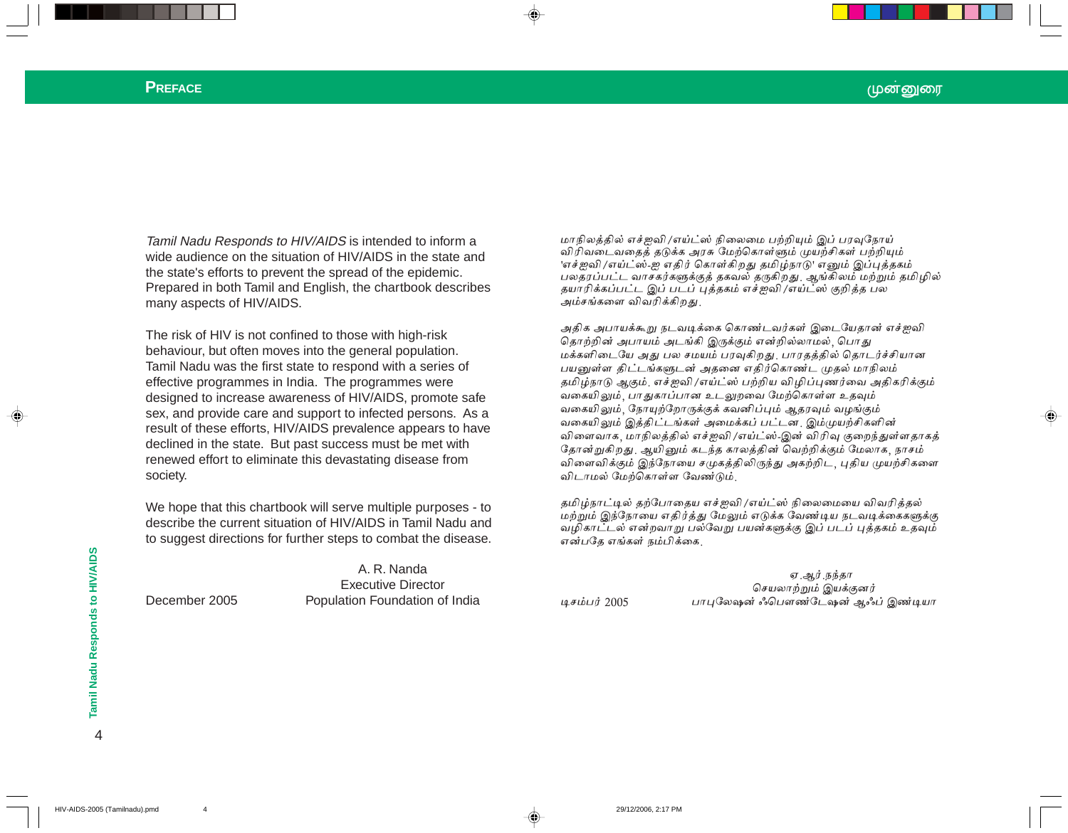# PREFACE

*Tamil Nadu Responds to HIV/AIDS* is intended to inform a wide audience on the situation of HIV/AIDS in the state and the state's efforts to prevent the spread of the epidemic. Prepared in both Tamil and English, the chartbook describes many aspects of HIV/AIDS.

The risk of HIV is not confined to those with high-risk behaviour, but often moves into the general population. Tamil Nadu was the first state to respond with a series of effective programmes in India. The programmes were designed to increase awareness of HIV/AIDS, promote safe sex, and provide care and support to infected persons. As a result of these efforts, HIV/AIDS prevalence appears to have declined in the state. But past success must be met with renewed effort to eliminate this devastating disease from society.

We hope that this chartbook will serve multiple purposes - to describe the current situation of HIV/AIDS in Tamil Nadu and to suggest directions for further steps to combat the disease.

A. R. Nanda
Executive Director
Population Foundation of India

December 2005

# முன்னுரை

மாநிலத்தில் எச்ஐவி/எய்ட்ஸ் நிலைமை பற்றியும் இப் பரவுநோய் விரிவடைவதைத் தடுக்க அரசு மேற்கொள்ளும் முயற்சிகள் பற்றியும் 'எச்ஐவி/எய்ட்ஸ்-ஐ எதிர் கொள்கிறது தமிழ்நாடு' எனும் இப்புத்தகம் பலதரப்பட்ட வாசகர்களுக்குத் தகவல் தருகிறது. ஆங்கிலம் மற்றும் தமிழில் தயாரிக்கப்பட்ட இப் படப் புத்தகம் எச்ஐவி/எய்ட்ஸ் குறித்த பல அம்சங்களை விவரிக்கிறது.

அதிக அபாயக்கூறு நடவடிக்கை கொண்டவர்கள் இடையேதான் எச்ஐவி தொற்றின் அபாயம் அடங்கி இருக்கும் என்றில்லாமல், பொது மக்களிடையே அது பல சமயம் பரவுகிறது. பாரதத்தில் தொடர்ச்சியான பயனுள்ள திட்டங்களுடன் அதனை எதிர்கொண்ட முதல் மாநிலம் தமிழ்நாடு ஆகும். எச்ஐவி/எய்ட்ஸ் பற்றிய விழிப்புணர்வை அதிகரிக்கும் வகையிலும், பாதுகாப்பான உடலுறவை மேற்கொள்ள உதவும் வகையிலும், நோயுற்றோருக்குக் கவனிப்பும் ஆதரவும் வழங்கும் வகையிலும் இத்திட்டங்கள் அமைக்கப் பட்டன. இம்முயற்சிகளின் விளைவாக, மாநிலத்தில் எச்ஐவி/எய்ட்ஸ்-இன் விரிவு குறைந்துள்ளதாகத் தோன்றுகிறது. ஆயினும் கடந்த காலத்தின் வெற்றிக்கும் மேலாக, நாசம் விளைவிக்கும் இந்நோயை சமூகத்திலிருந்து அகற்றிட, புதிய முயற்சிகளை விடாமல் மேற்கொள்ள வேண்டும்.

தமிழ்நாட்டில் தற்போதைய எச்ஐவி/எய்ட்ஸ் நிலைமையை விவரித்தல் மற்றும் இந்நோயை எதிர்த்து மேலும் எடுக்க வேண்டிய நடவடிக்கைகளுக்கு வழிகாட்டல் என்றவாறு பல்வேறு பயன்களுக்கு இப் படப் புத்தகம் உதவும் என்பதே எங்கள் நம்பிக்கை.

ஏ.ஆர்.நந்தா
செயலாற்றும் இயக்குனர்
பாபுலேஷன் ஃபௌண்டேஷன் ஆஃப் இண்டியா

டிசம்பர் 2005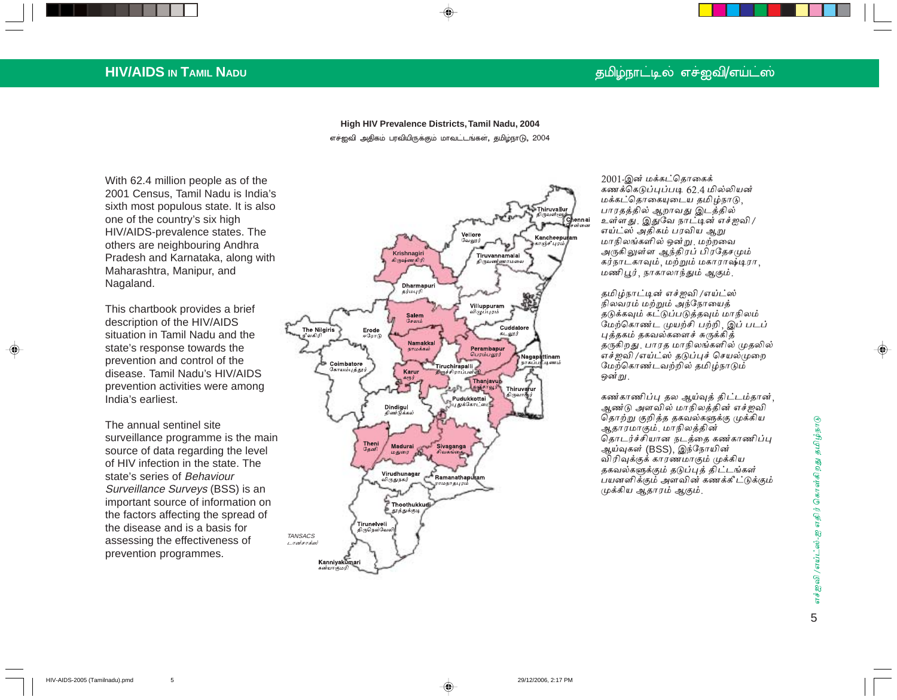**High HIV Prevalence Districts, Tamil Nadu, 2004**

எச்ஐவி அதிகம் பரவியிருக்கும் மாவட்டங்கள், தமிழ்நாடு, 2004

With 62.4 million people as of the 2001 Census, Tamil Nadu is India's sixth most populous state. It is also one of the country's six high HIV/AIDS-prevalence states. The others are neighbouring Andhra Pradesh and Karnataka, along with Maharashtra, Manipur, and Nagaland.

This chartbook provides a brief description of the HIV/AIDS situation in Tamil Nadu and the state's response towards the prevention and control of the disease. Tamil Nadu's HIV/AIDS prevention activities were among India's earliest.

The annual sentinel site surveillance programme is the main source of data regarding the level of HIV infection in the state. The state's series of *Behaviour Surveillance Surveys* (BSS) is an important source of information on the factors affecting the spread of the disease and is a basis for assessing the effectiveness of prevention programmes.

Thiruvallur திருவள்ளூர், Chennai சென்னை, Vellore வேலூர், Kancheepuram காஞ்சிபுரம், Krishnagiri கிருஷ்ணகிரி, Tiruvannamalai திருவண்ணாமலை, Dharmapuri தர்மபுரி, Villuppuram விழுப்புரம், Salem சேலம், The Nilgiris நீலகிரி, Erode ஈரோடு, Cuddalore கடலூர், Namakkal நாமக்கல், Perambapur பெரம்பலூர், Coimbatore கோயம்புத்தூர், Nagapattinam நாகப்பட்டினம், Tiruchirapalli திருச்சிராப்பள்ளி, Karur கரூர், Thanjavur தஞ்சாவூர், Thiruvarur திருவாரூர், Pudukkottai புதுக்கோட்டை, Dindigul திண்டுக்கல், Theni தேனி, Madurai மதுரை, Sivaganga சிவகங்கை, Virudhunagar விருதுநகர், Ramanathapuram ராமநாதபுரம், Thoothukkudi தூத்துக்குடி, Tirunelveli திருநெல்வேலி, Kanniyakumari கன்னியாகுமரி

TANSACS டான்சாக்ஸ்

2001-இன் மக்கட்தொகைக் கணக்கெடுப்புப்படி 62.4 மில்லியன் மக்கட்தொகையுடைய தமிழ்நாடு, பாரதத்தில் ஆறாவது இடத்தில் உள்ளது. இதுவே நாட்டின் எச்ஐவி/எய்ட்ஸ் அதிகம் பரவிய ஆறு மாநிலங்களில் ஒன்று. மற்றவை அருகிலுள்ள ஆந்திரப் பிரதேசமும் கர்நாடகாவும், மற்றும் மகாராஷ்டிரா, மணிபூர், நாகாலாந்தும் ஆகும்.

தமிழ்நாட்டின் எச்ஐவி/எய்ட்ஸ் நிலவரம் மற்றும் அந்நோயைத் தடுக்கவும் கட்டுப்படுத்தவும் மாநிலம் மேற்கொண்ட முயற்சி பற்றி, இப் படப் புத்தகம் தகவல்களைச் சுருக்கித் தருகிறது. பாரத மாநிலங்களில் முதலில் எச்ஐவி/எய்ட்ஸ் தடுப்புச் செயல்முறை மேற்கொண்டவற்றில் தமிழ்நாடும் ஒன்று.

கண்காணிப்பு தல ஆய்வுத் திட்டம்தான், ஆண்டு அளவில் மாநிலத்தின் எச்ஐவி தொற்று குறித்த தகவல்களுக்கு முக்கிய ஆதாரமாகும். மாநிலத்தின் தொடர்ச்சியான நடத்தை கண்காணிப்பு ஆய்வுகள் (BSS), இந்நோயின் விரிவுக்குக் காரணமாகும் முக்கிய தகவல்களுக்கும் தடுப்புத் திட்டங்கள் பயனளிக்கும் அளவின் கணக்கீட்டுக்கும் முக்கிய ஆதாரம் ஆகும்.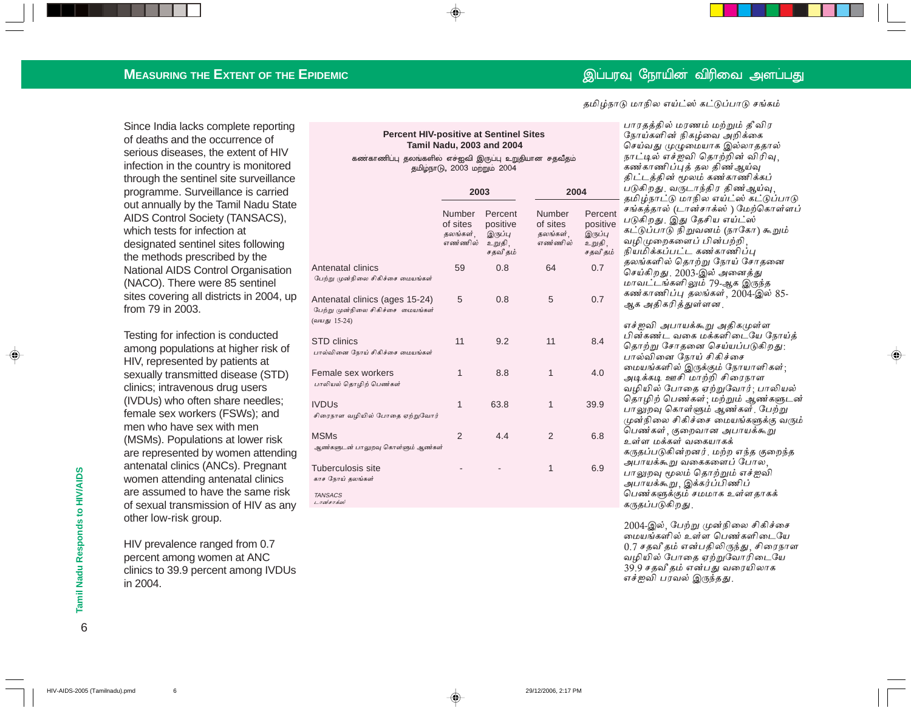## MEASURING THE EXTENT OF THE EPIDEMIC

## இப்பரவு நோயின் விரிவை அளப்பது

Since India lacks complete reporting of deaths and the occurrence of serious diseases, the extent of HIV infection in the country is monitored through the sentinel site surveillance programme. Surveillance is carried out annually by the Tamil Nadu State AIDS Control Society (TANSACS), which tests for infection at designated sentinel sites following the methods prescribed by the National AIDS Control Organisation (NACO). There were 85 sentinel sites covering all districts in 2004, up from 79 in 2003.

Testing for infection is conducted among populations at higher risk of HIV, represented by patients at sexually transmitted disease (STD) clinics; intravenous drug users (IVDUs) who often share needles; female sex workers (FSWs); and men who have sex with men (MSMs). Populations at lower risk are represented by women attending antenatal clinics (ANCs). Pregnant women attending antenatal clinics are assumed to have the same risk of sexual transmission of HIV as any other low-risk group.

HIV prevalence ranged from 0.7 percent among women at ANC clinics to 39.9 percent among IVDUs in 2004.

**Percent HIV-positive at Sentinel Sites**
**Tamil Nadu, 2003 and 2004**
கண்காணிப்பு தலங்களில் எச்ஐவி இருப்பு உறுதியான சதவீதம்
தமிழ்நாடு, 2003 மற்றும் 2004

| | 2003 | | 2004 | |
|---|---|---|---|---|
| | Number of sites தலங்கள், எண்ணில் | Percent positive இருப்பு உறுதி, சதவீதம் | Number of sites தலங்கள், எண்ணில் | Percent positive இருப்பு உறுதி, சதவீதம் |
| Antenatal clinics பேற்று முன்நிலை சிகிச்சை மையங்கள் | 59 | 0.8 | 64 | 0.7 |
| Antenatal clinics (ages 15-24) பேற்று முன்நிலை சிகிச்சை மையங்கள் (வயது 15-24) | 5 | 0.8 | 5 | 0.7 |
| STD clinics பால்வினை நோய் சிகிச்சை மையங்கள் | 11 | 9.2 | 11 | 8.4 |
| Female sex workers பாலியல் தொழிற் பெண்கள் | 1 | 8.8 | 1 | 4.0 |
| IVDUs சிரைநாள வழியில் போதை ஏற்றுவோர் | 1 | 63.8 | 1 | 39.9 |
| MSMs ஆண்களுடன் பாலுறவு கொள்ளும் ஆண்கள் | 2 | 4.4 | 2 | 6.8 |
| Tuberculosis site காசநோய் தலங்கள் | - | - | 1 | 6.9 |

TANSACS
டான்சாக்ஸ்

தமிழ்நாடு மாநில எய்ட்ஸ் கட்டுப்பாடு சங்கம்

பாரதத்தில் மரணம் மற்றும் தீவிர நோய்களின் நிகழ்வை அறிக்கை செய்வது முழுமையாக இல்லாததால் நாட்டில் எச்ஐவி தொற்றின் விரிவு, கண்காணிப்புத் தல திண்ஆய்வு திட்டத்தின் மூலம் கண்காணிக்கப் படுகிறது. வருடாந்திர திண்ஆய்வு, தமிழ்நாட்டு மாநில எய்ட்ஸ் கட்டுப்பாடு சங்கத்தால் (டான்சாக்ஸ்) மேற்கொள்ளப் படுகிறது. இது தேசிய எய்ட்ஸ் கட்டுப்பாடு நிறுவனம் (நாகோ) கூறும் வழிமுறைகளைப் பின்பற்றி, நியமிக்கப்பட்ட கண்காணிப்பு தலங்களில் தொற்று நோய் சோதனை செய்கிறது. 2003-இல் அனைத்து மாவட்டங்களிலும் 79-ஆக இருந்த கண்காணிப்பு தலங்கள், 2004-இல் 85-ஆக அதிகரித்துள்ளன.

எச்ஐவி அபாயக்கூறு அதிகமுள்ள பின்கண்ட வகை மக்களிடையே நோய்த் தொற்று சோதனை செய்யப்படுகிறது: பால்வினை நோய் சிகிச்சை மையங்களில் இருக்கும் நோயாளிகள்; அடிக்கடி ஊசி மாற்றி சிரைநாள வழியில் போதை ஏற்றுவோர்; பாலியல் தொழிற் பெண்கள்; மற்றும் ஆண்களுடன் பாலுறவு கொள்ளும் ஆண்கள். பேற்று முன்நிலை சிகிச்சை மையங்களுக்கு வரும் பெண்கள், குறைவான அபாயக்கூறு உள்ள மக்கள் வகையாகக் கருதப்படுகின்றனர். மற்ற எந்த குறைந்த அபாயக்கூறு வகைகளைப் போல, பாலுறவு மூலம் தொற்றும் எச்ஐவி அபாயக்கூறு, இக்கர்ப்பிணிப் பெண்களுக்கும் சமமாக உள்ளதாகக் கருதப்படுகிறது.

2004-இல், பேற்று முன்நிலை சிகிச்சை மையங்களில் உள்ள பெண்களிடையே 0.7 சதவீதம் என்பதிலிருந்து, சிரைநாள வழியில் போதை ஏற்றுவோரிடையே 39.9 சதவீதம் என்பது வரையிலாக எச்ஐவி பரவல் இருந்தது.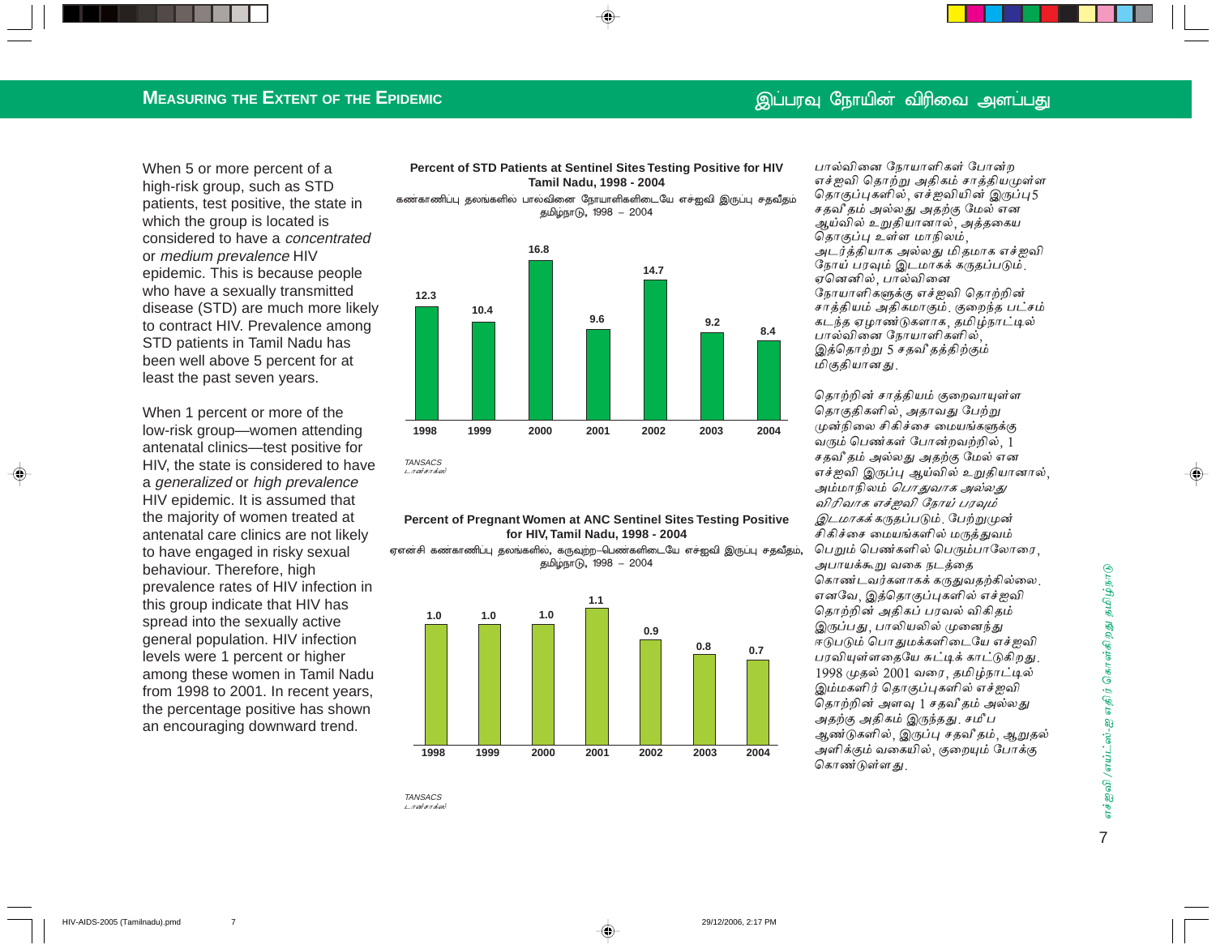## MEASURING THE EXTENT OF THE EPIDEMIC

## இப்பரவு நோயின் விரிவை அளப்பது

When 5 or more percent of a high-risk group, such as STD patients, test positive, the state in which the group is located is considered to have a *concentrated* or *medium prevalence* HIV epidemic. This is because people who have a sexually transmitted disease (STD) are much more likely to contract HIV. Prevalence among STD patients in Tamil Nadu has been well above 5 percent for at least the past seven years.

When 1 percent or more of the low-risk group—women attending antenatal clinics—test positive for HIV, the state is considered to have a *generalized* or *high prevalence* HIV epidemic. It is assumed that the majority of women treated at antenatal care clinics are not likely to have engaged in risky sexual behaviour. Therefore, high prevalence rates of HIV infection in this group indicate that HIV has spread into the sexually active general population. HIV infection levels were 1 percent or higher among these women in Tamil Nadu from 1998 to 2001. In recent years, the percentage positive has shown an encouraging downward trend.

**Percent of STD Patients at Sentinel Sites Testing Positive for HIV Tamil Nadu, 1998 - 2004**

கண்காணிப்பு தலங்களில் பாலவினை நோயாளிகளிடையே எச்ஐவி இருப்பு சதவீதம் தமிழ்நாடு, 1998 – 2004

| Year | 1998 | 1999 | 2000 | 2001 | 2002 | 2003 | 2004 |
|---|---|---|---|---|---|---|---|
| Percent | 12.3 | 10.4 | 16.8 | 9.6 | 14.7 | 9.2 | 8.4 |

TANSACS
டான்சாக்ஸ்

**Percent of Pregnant Women at ANC Sentinel Sites Testing Positive for HIV, Tamil Nadu, 1998 - 2004**

ஏஎன்சி கண்காணிப்பு தலங்களில், கருவுற்ற–பெண்களிடையே எச்ஐவி இருப்பு சதவீதம், தமிழ்நாடு, 1998 – 2004

| Year | 1998 | 1999 | 2000 | 2001 | 2002 | 2003 | 2004 |
|---|---|---|---|---|---|---|---|
| Percent | 1.0 | 1.0 | 1.0 | 1.1 | 0.9 | 0.8 | 0.7 |

TANSACS
டான்சாக்ஸ்

பால்வினை நோயாளிகள் போன்ற எச்ஐவி தொற்று அதிகம் சாத்தியமுள்ள தொகுப்புகளில், எச்ஐவியின் இருப்பு 5 சதவீதம் அல்லது அதற்கு மேல் என ஆய்வில் உறுதியானால், அத்தகைய தொகுப்பு உள்ள மாநிலம், அடர்த்தியாக அல்லது மிதமாக எச்ஐவி நோய் பரவும் இடமாகக் கருதப்படும். ஏனெனில், பால்வினை நோயாளிகளுக்கு எச்ஐவி தொற்றின் சாத்தியம் அதிகமாகும். குறைந்த பட்சம் கடந்த ஏழாண்டுகளாக, தமிழ்நாட்டில் பால்வினை நோயாளிகளில், இத்தொற்று 5 சதவீதத்திற்கும் மிகுதியானது.

தொற்றின் சாத்தியம் குறைவாயுள்ள தொகுதிகளில், அதாவது பேற்று முன்நிலை சிகிச்சை மையங்களுக்கு வரும் பெண்கள் போன்றவற்றில், 1 சதவீதம் அல்லது அதற்கு மேல் என எச்ஐவி இருப்பு ஆய்வில் உறுதியானால், அம்மாநிலம் *பொதுவாக அல்லது விரிவாக எச்ஐவி நோய் பரவும் இடமாகக்* கருதப்படும். பேற்றுமுன் சிகிச்சை மையங்களில் மருத்துவம் பெறும் பெண்களில் பெரும்பாலோரை, அபாயக்கூறு வகை நடத்தை கொண்டவர்களாகக் கருதுவதற்கில்லை. எனவே, இத்தொகுப்புகளில் எச்ஐவி தொற்றின் அதிகப் பரவல் விகிதம் இருப்பது, பாலியலில் முனைந்து ஈடுபடும் பொதுமக்களிடையே எச்ஐவி பரவியுள்ளதையே சுட்டிக் காட்டுகிறது. 1998 முதல் 2001 வரை, தமிழ்நாட்டில் இம்மகளிர் தொகுப்புகளில் எச்ஐவி தொற்றின் அளவு 1 சதவீதம் அல்லது அதற்கு அதிகம் இருந்தது. சமீப ஆண்டுகளில், இருப்பு சதவீதம், ஆறுதல் அளிக்கும் வகையில், குறையும் போக்கு கொண்டுள்ளது.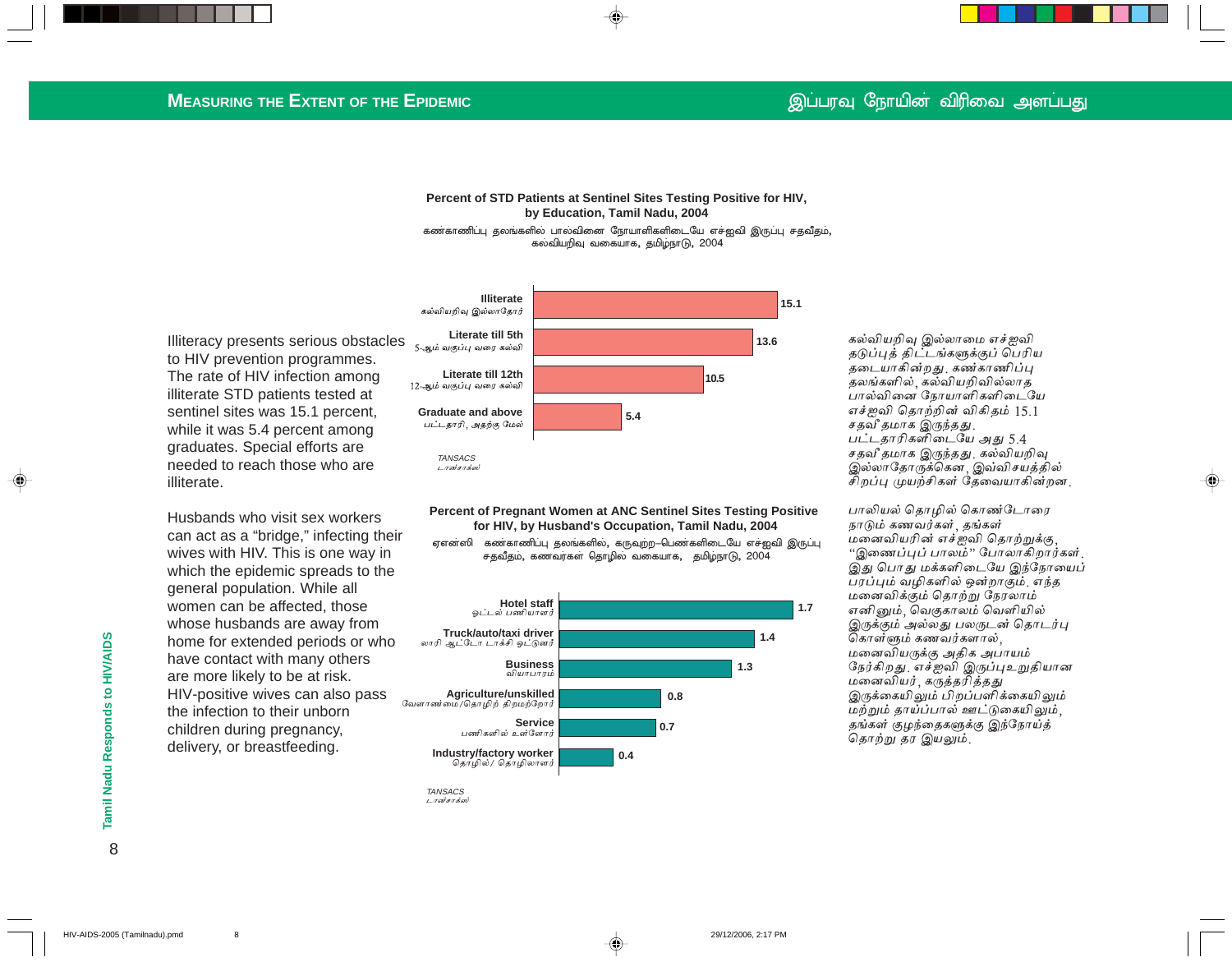## Measuring the Extent of the Epidemic

## இப்பரவு நோயின் விரிவை அளப்பது

Illiteracy presents serious obstacles to HIV prevention programmes. The rate of HIV infection among illiterate STD patients tested at sentinel sites was 15.1 percent, while it was 5.4 percent among graduates. Special efforts are needed to reach those who are illiterate.

**Percent of STD Patients at Sentinel Sites Testing Positive for HIV, by Education, Tamil Nadu, 2004**

கண்காணிப்பு தலங்களில் பால்வினை நோயாளிகளிடையே எச்ஐவி இருப்பு சதவீதம், கல்வியறிவு வகையாக, தமிழநாடு, 2004

| Education | Percent |
|---|---|
| Illiterate / கல்வியறிவு இல்லாதோர் | 15.1 |
| Literate till 5th / 5-ஆம் வகுப்பு வரை கல்வி | 13.6 |
| Literate till 12th / 12-ஆம் வகுப்பு வரை கல்வி | 10.5 |
| Graduate and above / பட்டதாரி, அதற்கு மேல் | 5.4 |

TANSACS
டான்சாக்ஸ்

கல்வியறிவு இல்லாமை எச்ஐவி தடுப்புத் திட்டங்களுக்குப் பெரிய தடையாகின்றது. கண்காணிப்பு தலங்களில், கல்வியறிவில்லாத பால்வினை நோயாளிகளிடையே எச்ஐவி தொற்றின் விகிதம் 15.1 சதவீதமாக இருந்தது. பட்டதாரிகளிடையே அது 5.4 சதவீதமாக இருந்தது. கல்வியறிவு இல்லாதோருக்கென, இவ்விசயத்தில் சிறப்பு முயற்சிகள் தேவையாகின்றன.

Husbands who visit sex workers can act as a "bridge," infecting their wives with HIV. This is one way in which the epidemic spreads to the general population. While all women can be affected, those whose husbands are away from home for extended periods or who have contact with many others are more likely to be at risk. HIV-positive wives can also pass the infection to their unborn children during pregnancy, delivery, or breastfeeding.

**Percent of Pregnant Women at ANC Sentinel Sites Testing Positive for HIV, by Husband's Occupation, Tamil Nadu, 2004**

ஏஎன்ஸி கண்காணிப்பு தலங்களில், கருவுற்ற பெண்களிடையே எச்ஐவி இருப்பு சதவீதம், கணவரகள தொழில வகையாக, தமிழநாடு, 2004

| Husband's Occupation | Percent |
|---|---|
| Hotel staff / ஓட்டல் பணியாளர் | 1.7 |
| Truck/auto/taxi driver / லாரி ஆட்டோ டாக்சி ஓட்டுனர் | 1.4 |
| Business / வியாபாரம் | 1.3 |
| Agriculture/unskilled / வேளாண்மை/தொழிற் திறமற்றோர் | 0.8 |
| Service / பணிகளில் உள்ளோர் | 0.7 |
| Industry/factory worker / தொழில்/ தொழிலாளர் | 0.4 |

TANSACS
டான்சாக்ஸ்

பாலியல் தொழில் கொண்டோரை நாடும் கணவர்கள், தங்கள் மனைவியரின் எச்ஐவி தொற்றுக்கு, "இணைப்புப் பாலம்" போலாகிறார்கள். இது பொது மக்களிடையே இந்நோயைப் பரப்பும் வழிகளில் ஒன்றாகும். எந்த மனைவிக்கும் தொற்று நேரலாம் எனினும், வெகுகாலம் வெளியில் இருக்கும் அல்லது பலருடன் தொடர்பு கொள்ளும் கணவர்களால், மனைவியருக்கு அதிக அபாயம் நேர்கிறது. எச்ஐவி இருப்புஉறுதியான மனைவியர், கருத்தரித்தது இருக்கையிலும் பிறப்பளிக்கையிலும் மற்றும் தாய்ப்பால் ஊட்டுகையிலும், தங்கள் குழந்தைகளுக்கு இந்நோய்த் தொற்று தர இயலும்.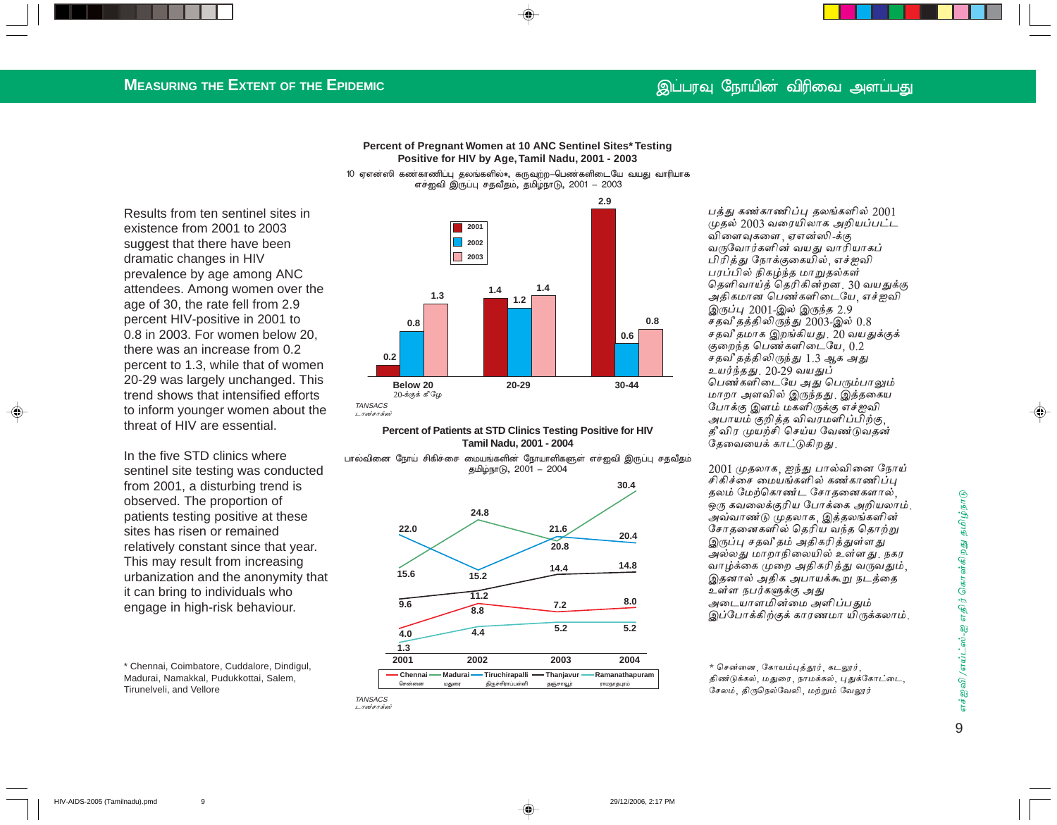## Measuring the Extent of the Epidemic

## இப்பரவு நோயின் விரிவை அளப்பது

Results from ten sentinel sites in existence from 2001 to 2003 suggest that there have been dramatic changes in HIV prevalence by age among ANC attendees. Among women over the age of 30, the rate fell from 2.9 percent HIV-positive in 2001 to 0.8 in 2003. For women below 20, there was an increase from 0.2 percent to 1.3, while that of women 20-29 was largely unchanged. This trend shows that intensified efforts to inform younger women about the threat of HIV are essential.

In the five STD clinics where sentinel site testing was conducted from 2001, a disturbing trend is observed. The proportion of patients testing positive at these sites has risen or remained relatively constant since that year. This may result from increasing urbanization and the anonymity that it can bring to individuals who engage in high-risk behaviour.

**Percent of Pregnant Women at 10 ANC Sentinel Sites* Testing Positive for HIV by Age, Tamil Nadu, 2001 - 2003**

10 ஏஎன்ஸி கண்காணிப்பு தலங்களில்*, கருவுற்ற-பெண்களிடையே வயது வாரியாக எச்ஐவி இருப்பு சதவீதம், தமிழ்நாடு, 2001 – 2003

| Age | 2001 | 2002 | 2003 |
|---|---|---|---|
| Below 20 (20-க்குக் கீழே) | 0.2 | 0.8 | 1.3 |
| 20-29 | 1.4 | 1.2 | 1.4 |
| 30-44 | 2.9 | 0.6 | 0.8 |

TANSACS
டான்சாக்ஸ்

**Percent of Patients at STD Clinics Testing Positive for HIV Tamil Nadu, 2001 - 2004**

பால்வினை நோய் சிகிச்சை மையங்களின் நோயாளிகளுள் எச்ஐவி இருப்பு சதவீதம் தமிழ்நாடு, 2001 – 2004

| Site | 2001 | 2002 | 2003 | 2004 |
|---|---|---|---|---|
| Chennai (சென்னை) | 4.0 | 8.8 | 7.2 | 8.0 |
| Madurai (மதுரை) | 15.6 | 24.8 | 21.6 | 30.4 |
| Tiruchirapalli (திருச்சிராப்பள்ளி) | 22.0 | 15.2 | 20.8 | 20.4 |
| Thanjavur (தஞ்சாவூர்) | 9.6 | 11.2 | 14.4 | 14.8 |
| Ramanathapuram (ராமநாதபுரம்) | 1.3 | 4.4 | 5.2 | 5.2 |

TANSACS
டான்சாக்ஸ்

பத்து கண்காணிப்பு தலங்களில் 2001 முதல் 2003 வரையிலாக அறியப்பட்ட விளைவுகளை, ஏஎன்ஸி-க்கு வருவோர்களின் வயது வாரியாகப் பிரித்து நோக்குகையில், எச்ஐவி பரப்பில் நிகழ்ந்த மாறுதல்கள் தெளிவாய்த் தெரிகின்றன. 30 வயதுக்கு அதிகமான பெண்களிடையே, எச்ஐவி இருப்பு 2001-இல் இருந்த 2.9 சதவீதத்திலிருந்து 2003-இல் 0.8 சதவீதமாக இறங்கியது. 20 வயதுக்குக் குறைந்த பெண்களிடையே, 0.2 சதவீதத்திலிருந்து 1.3 ஆக அது உயர்ந்தது. 20-29 வயதுப் பெண்களிடையே அது பெரும்பாலும் மாறா அளவில் இருந்தது. இத்தகைய போக்கு இளம் மகளிருக்கு எச்ஐவி அபாயம் குறித்த விவரமளிப்பிற்கு, தீவிர முயற்சி செய்ய வேண்டுவதன் தேவையைக் காட்டுகிறது.

2001 முதலாக, ஐந்து பால்வினை நோய் சிகிச்சை மையங்களில் கண்காணிப்பு தலம் மேற்கொண்ட சோதனைகளால், ஒரு கவலைக்குரிய போக்கை அறியலாம். அவ்வாண்டு முதலாக, இத்தலங்களின் சோதனைகளில் தெரிய வந்த தொற்று இருப்பு சதவீதம் அதிகரித்துள்ளது அல்லது மாறாநிலையில் உள்ளது. நகர வாழ்க்கை முறை அதிகரித்து வருவதும், இதனால் அதிக அபாயக்கூறு நடத்தை உள்ள நபர்களுக்கு அது அடையாளமின்மை அளிப்பதும் இப்போக்கிற்குக் காரணமாயிருக்கலாம்.

\* Chennai, Coimbatore, Cuddalore, Dindigul, Madurai, Namakkal, Pudukkottai, Salem, Tirunelveli, and Vellore

\* சென்னை, கோயம்புத்தூர், கடலூர், திண்டுக்கல், மதுரை, நாமக்கல், புதுக்கோட்டை, சேலம், திருநெல்வேலி, மற்றும் வேலூர்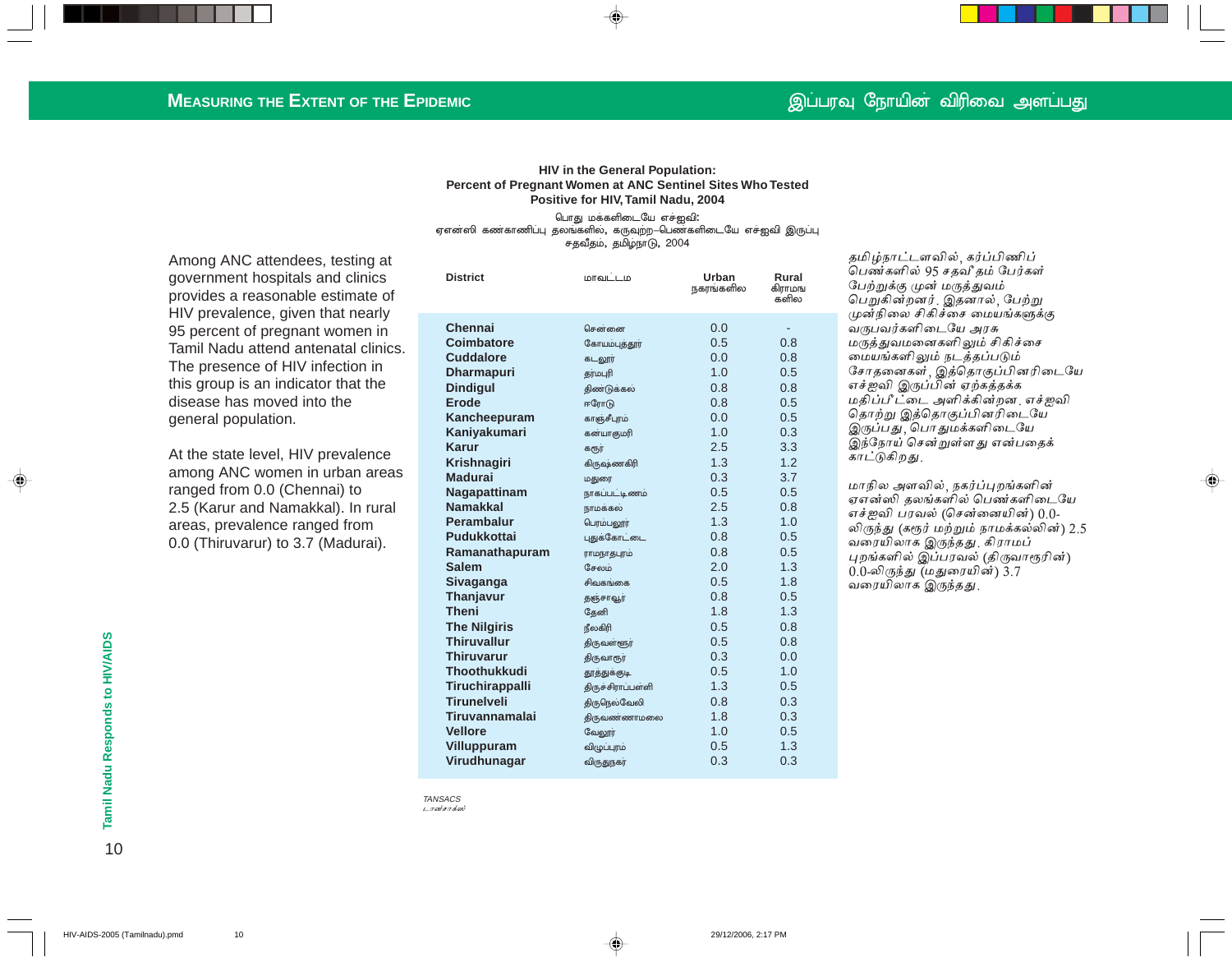Among ANC attendees, testing at government hospitals and clinics provides a reasonable estimate of HIV prevalence, given that nearly 95 percent of pregnant women in Tamil Nadu attend antenatal clinics. The presence of HIV infection in this group is an indicator that the disease has moved into the general population.

At the state level, HIV prevalence among ANC women in urban areas ranged from 0.0 (Chennai) to 2.5 (Karur and Namakkal). In rural areas, prevalence ranged from 0.0 (Thiruvarur) to 3.7 (Madurai).

**HIV in the General Population: Percent of Pregnant Women at ANC Sentinel Sites Who Tested Positive for HIV, Tamil Nadu, 2004**

பொது மக்களிடையே எச்ஐவி: ஏஎன்ஸி கண்காணிப்பு தலங்களில், கருவுற்ற பெண்களிடையே எச்ஐவி இருப்பு சதவீதம், தமிழ்நாடு, 2004

| District | மாவட்டம் | Urban நகரங்களில | Rural கிராமங்களில |
|---|---|---|---|
| Chennai | சென்னை | 0.0 | - |
| Coimbatore | கோயம்புத்தூர் | 0.5 | 0.8 |
| Cuddalore | கடலூர் | 0.0 | 0.8 |
| Dharmapuri | தர்மபுரி | 1.0 | 0.5 |
| Dindigul | திண்டுக்கல் | 0.8 | 0.8 |
| Erode | ஈரோடு | 0.8 | 0.5 |
| Kancheepuram | காஞ்சீபுரம் | 0.0 | 0.5 |
| Kaniyakumari | கன்யாகுமரி | 1.0 | 0.3 |
| Karur | கரூர் | 2.5 | 3.3 |
| Krishnagiri | கிருஷ்ணகிரி | 1.3 | 1.2 |
| Madurai | மதுரை | 0.3 | 3.7 |
| Nagapattinam | நாகப்பட்டிணம் | 0.5 | 0.5 |
| Namakkal | நாமக்கல் | 2.5 | 0.8 |
| Perambalur | பெரம்பலூர் | 1.3 | 1.0 |
| Pudukkottai | புதுக்கோட்டை | 0.8 | 0.5 |
| Ramanathapuram | ராமநாதபுரம் | 0.8 | 0.5 |
| Salem | சேலம் | 2.0 | 1.3 |
| Sivaganga | சிவகங்கை | 0.5 | 1.8 |
| Thanjavur | தஞ்சாவூர் | 0.8 | 0.5 |
| Theni | தேனி | 1.8 | 1.3 |
| The Nilgiris | நீலகிரி | 0.5 | 0.8 |
| Thiruvallur | திருவள்ளூர் | 0.5 | 0.8 |
| Thiruvarur | திருவாரூர் | 0.3 | 0.0 |
| Thoothukkudi | தூத்துக்குடி | 0.5 | 1.0 |
| Tiruchirappalli | திருச்சிராப்பள்ளி | 1.3 | 0.5 |
| Tirunelveli | திருநெல்வேலி | 0.8 | 0.3 |
| Tiruvannamalai | திருவண்ணாமலை | 1.8 | 0.3 |
| Vellore | வேலூர் | 1.0 | 0.5 |
| Villuppuram | விழுப்புரம் | 0.5 | 1.3 |
| Virudhunagar | விருதுநகர் | 0.3 | 0.3 |

*TANSACS*
*டான்சாக்ஸ்*

தமிழ்நாட்டளவில், கர்ப்பிணிப் பெண்களில் 95 சதவீதம் பேர்கள் பேற்றுக்கு முன் மருத்துவம் பெறுகின்றனர். இதனால், பேற்று முன்நிலை சிகிச்சை மையங்களுக்கு வருபவர்களிடையே அரசு மருத்துவமனைகளிலும் சிகிச்சை மையங்களிலும் நடத்தப்படும் சோதனைகள், இத்தொகுப்பினரிடையே எச்ஐவி இருப்பின் ஏற்கத்தக்க மதிப்பீட்டை அளிக்கின்றன. எச்ஐவி தொற்று இத்தொகுப்பினரிடையே இருப்பது, பொதுமக்களிடையே இந்நோய் சென்றுள்ளது என்பதைக் காட்டுகிறது.

மாநில அளவில், நகர்ப்புறங்களின் ஏஎன்ஸி தலங்களில் பெண்களிடையே எச்ஐவி பரவல் (சென்னையின்) 0.0-விருந்து (கரூர் மற்றும் நாமக்கல்லின்) 2.5 வரையிலாக இருந்தது. கிராமப் புறங்களில் இப்பரவல் (திருவாரூரின்) 0.0-விருந்து (மதுரையின்) 3.7 வரையிலாக இருந்தது.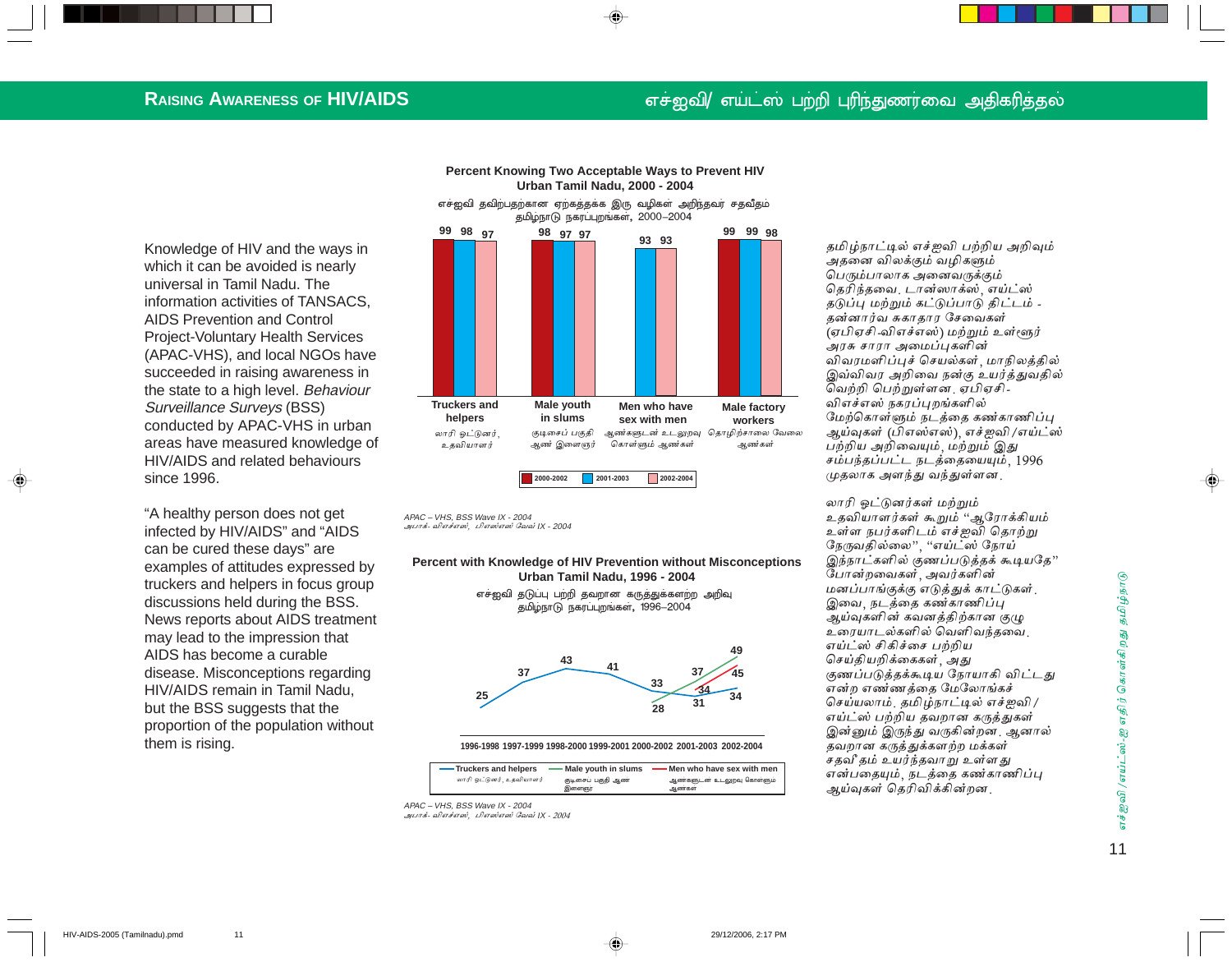## Raising Awareness of HIV/AIDS

## எச்ஐவி/ எய்ட்ஸ் பற்றி புரிந்துணர்வை அதிகரித்தல்

Knowledge of HIV and the ways in which it can be avoided is nearly universal in Tamil Nadu. The information activities of TANSACS, AIDS Prevention and Control Project-Voluntary Health Services (APAC-VHS), and local NGOs have succeeded in raising awareness in the state to a high level. *Behaviour Surveillance Surveys* (BSS) conducted by APAC-VHS in urban areas have measured knowledge of HIV/AIDS and related behaviours since 1996.

"A healthy person does not get infected by HIV/AIDS" and "AIDS can be cured these days" are examples of attitudes expressed by truckers and helpers in focus group discussions held during the BSS. News reports about AIDS treatment may lead to the impression that AIDS has become a curable disease. Misconceptions regarding HIV/AIDS remain in Tamil Nadu, but the BSS suggests that the proportion of the population without them is rising.

**Percent Knowing Two Acceptable Ways to Prevent HIV**
**Urban Tamil Nadu, 2000 - 2004**

எச்ஐவி தவிர்ப்பதற்கான ஏற்கத்தக்க இரு வழிகள் அறிந்தவர் சதவீதம்
தமிழ்நாடு நகரப்புறங்கள், 2000–2004

| Group | 2000-2002 | 2001-2003 | 2002-2004 |
|---|---|---|---|
| Truckers and helpers (லாரி ஓட்டுனர், உதவியாளர்) | 99 | 98 | 97 |
| Male youth in slums (குடிசைப் பகுதி ஆண் இளைஞர்) | 98 | 97 | 97 |
| Men who have sex with men (ஆண்களுடன் உடலுறவு கொள்ளும் ஆண்கள்) | | 93 | 93 |
| Male factory workers (தொழிற்சாலை வேலை ஆண்கள்) | 99 | 99 | 98 |

APAC – VHS, BSS Wave IX - 2004
அபாக்- விஎச்எஸ், பிஎஸ்எஸ் வேவ் IX - 2004

**Percent with Knowledge of HIV Prevention without Misconceptions**
**Urban Tamil Nadu, 1996 - 2004**

எச்ஐவி தடுப்பு பற்றி தவறான கருத்துக்களற்ற அறிவு
தமிழ்நாடு நகரப்புறங்கள், 1996–2004

| Group | 1996-1998 | 1997-1999 | 1998-2000 | 1999-2001 | 2000-2002 | 2001-2003 | 2002-2004 |
|---|---|---|---|---|---|---|---|
| Truckers and helpers (லாரி ஓட்டுனர், உதவியாளர்) | 25 | 37 | 43 | 41 | 33 | 31 | 34 |
| Male youth in slums (குடிசைப் பகுதி ஆண் இளைஞர்) | | | | | 28 | 37 | 49 |
| Men who have sex with men (ஆண்களுடன் உடலுறவு கொள்ளும் ஆண்கள்) | | | | | | 34 | 45 |

APAC – VHS, BSS Wave IX - 2004
அபாக்- விஎச்எஸ், பிஎஸ்எஸ் வேவ் IX - 2004

தமிழ்நாட்டில் எச்ஐவி பற்றிய அறிவும் அதனை விலக்கும் வழிகளும் பெரும்பாலாக அனைவருக்கும் தெரிந்தவை. டான்ஸாக்ஸ், எய்ட்ஸ் தடுப்பு மற்றும் கட்டுப்பாடு திட்டம் - தன்னார்வ சுகாதார சேவைகள் (ஏபிஏசி-விஎச்எஸ்) மற்றும் உள்ளூர் அரசு சாரா அமைப்புகளின் விவரமளிப்புச் செயல்கள், மாநிலத்தில் இவ்விவர அறிவை நன்கு உயர்த்துவதில் வெற்றி பெற்றுள்ளன. ஏபிஏசி-விஎச்எஸ் நகரப்புறங்களில் மேற்கொள்ளும் நடத்தை கண்காணிப்பு ஆய்வுகள் (பிஎஸ்எஸ்), எச்ஐவி/எய்ட்ஸ் பற்றிய அறிவையும், மற்றும் இது சம்பந்தப்பட்ட நடத்தையையும், 1996 முதலாக அளந்து வந்துள்ளன.

லாரி ஓட்டுனர்கள் மற்றும் உதவியாளர்கள் கூறும் "ஆரோக்கியம் உள்ள நபர்களிடம் எச்ஐவி தொற்று நேருவதில்லை", "எய்ட்ஸ் நோய் இந்நாட்களில் குணப்படுத்தக் கூடியதே" போன்றவைகள், அவர்களின் மனப்பாங்குக்கு எடுத்துக் காட்டுகள். இவை, நடத்தை கண்காணிப்பு ஆய்வுகளின் கவனத்திற்கான குழு உரையாடல்களில் வெளிவந்தவை. எய்ட்ஸ் சிகிச்சை பற்றிய செய்தியறிக்கைகள், அது குணப்படுத்தக்கூடிய நோயாகி விட்டது என்ற எண்ணத்தை மேலோங்கச் செய்யலாம். தமிழ்நாட்டில் எச்ஐவி / எய்ட்ஸ் பற்றிய தவறான கருத்துகள் இன்னும் இருந்து வருகின்றன. ஆனால் தவறான கருத்துக்களற்ற மக்கள் சதவீதம் உயர்ந்தவாறு உள்ளது என்பதையும், நடத்தை கண்காணிப்பு ஆய்வுகள் தெரிவிக்கின்றன.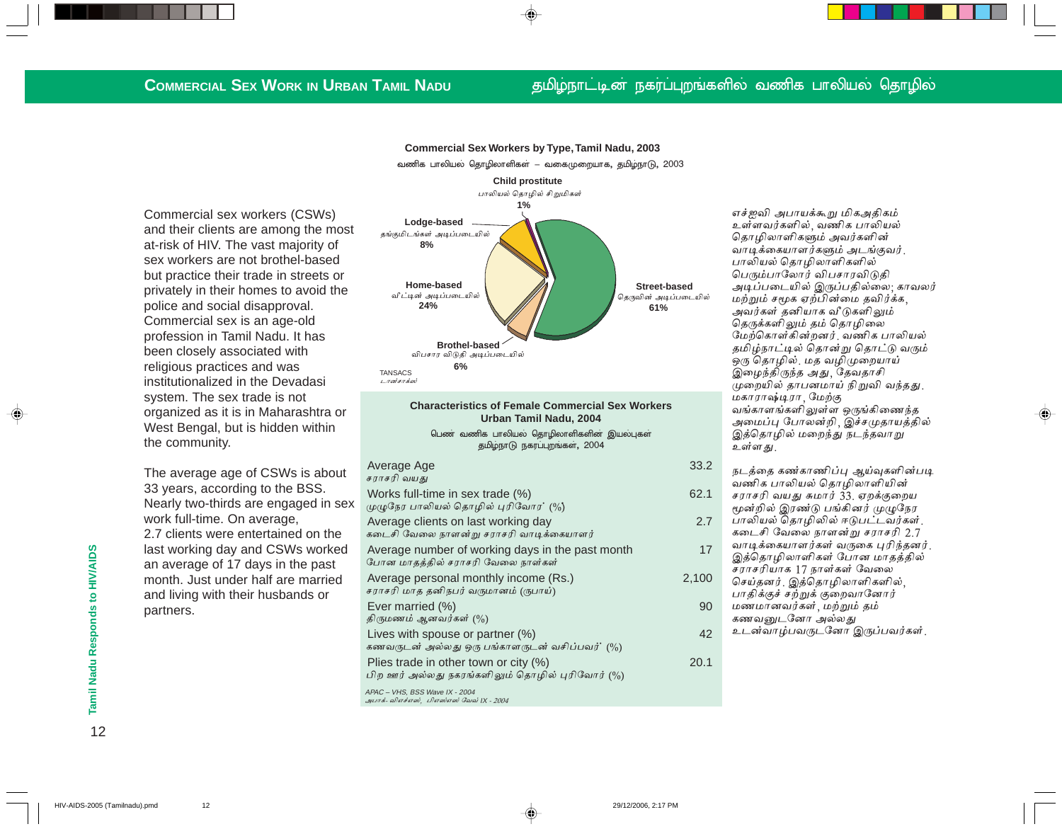## Commercial Sex Work in Urban Tamil Nadu

## தமிழ்நாட்டின் நகர்ப்புறங்களில் வணிக பாலியல் தொழில்

Commercial sex workers (CSWs) and their clients are among the most at-risk of HIV. The vast majority of sex workers are not brothel-based but practice their trade in streets or privately in their homes to avoid the police and social disapproval. Commercial sex is an age-old profession in Tamil Nadu. It has been closely associated with religious practices and was institutionalized in the Devadasi system. The sex trade is not organized as it is in Maharashtra or West Bengal, but is hidden within the community.

The average age of CSWs is about 33 years, according to the BSS. Nearly two-thirds are engaged in sex work full-time. On average, 2.7 clients were entertained on the last working day and CSWs worked an average of 17 days in the past month. Just under half are married and living with their husbands or partners.

**Commercial Sex Workers by Type, Tamil Nadu, 2003**

வணிக பாலியல் தொழிலாளிகள் – வகைமுறையாக, தமிழ்நாடு, 2003

| Type | Percent |
|---|---|
| Street-based / தெருவின் அடிப்படையில் | 61% |
| Home-based / வீட்டின் அடிப்படையில் | 24% |
| Lodge-based / தங்குமிடங்கள் அடிப்படையில் | 8% |
| Brothel-based / விபசார விடுதி அடிப்படையில் | 6% |
| Child prostitute / பாலியல் தொழில் சிறுமிகள் | 1% |

TANSACS
டான்சாக்ஸ்

**Characteristics of Female Commercial Sex Workers Urban Tamil Nadu, 2004**

பெண் வணிக பாலியல் தொழிலாளிகளின் இயல்புகள் தமிழ்நாடு நகரப்புறங்கள், 2004

| Characteristic | Value |
|---|---|
| Average Age<br>சராசரி வயது | 33.2 |
| Works full-time in sex trade (%)<br>முழுநேர பாலியல் தொழில் புரிவோர் (%) | 62.1 |
| Average clients on last working day<br>கடைசி வேலை நாளன்று சராசரி வாடிக்கையாளர் | 2.7 |
| Average number of working days in the past month<br>போன மாதத்தில் சராசரி வேலை நாள்கள் | 17 |
| Average personal monthly income (Rs.)<br>சராசரி மாத தனிநபர் வருமானம் (ரூபாய்) | 2,100 |
| Ever married (%)<br>திருமணம் ஆனவர்கள் (%) | 90 |
| Lives with spouse or partner (%)<br>கணவருடன் அல்லது ஒரு பங்காளருடன் வசிப்பவர் (%) | 42 |
| Plies trade in other town or city (%)<br>பிற ஊர் அல்லது நகரங்களிலும் தொழில் புரிவோர் (%) | 20.1 |

APAC – VHS, BSS Wave IX - 2004
அபாக்- விஎச்எஸ், பிஎஸ்எஸ் வேவ் IX - 2004

எச்ஐவி அபாயக்கூறு மிகஅதிகம் உள்ளவர்களில், வணிக பாலியல் தொழிலாளிகளும் அவர்களின் வாடிக்கையாளர்களும் அடங்குவர். பாலியல் தொழிலாளிகளில் பெரும்பாலோர் விபசாரவிடுதி அடிப்படையில் இருப்பதில்லை; காவலர் மற்றும் சமூக ஏற்பின்மை தவிர்க்க, அவர்கள் தனியாக வீடுகளிலும் தெருக்களிலும் தம் தொழிலை மேற்கொள்கின்றனர். வணிக பாலியல் தமிழ்நாட்டில் தொன்று தொட்டு வரும் ஒரு தொழில். மத வழிமுறையாய் இழைந்திருந்த அது, தேவதாசி முறையில் தாபனமாய் நிறுவி வந்தது. மகாராஷ்டிரா, மேற்கு வங்காளங்களிலுள்ள ஒருங்கிணைந்த அமைப்பு போலன்றி, இச்சமுதாயத்தில் இத்தொழில் மறைந்து நடந்தவாறு உள்ளது.

நடத்தை கண்காணிப்பு ஆய்வுகளின்படி வணிக பாலியல் தொழிலாளியின் சராசரி வயது சுமார் 33. ஏறக்குறைய மூன்றில் இரண்டு பங்கினர் முழுநேர பாலியல் தொழிலில் ஈடுபட்டவர்கள். கடைசி வேலை நாளன்று சராசரி 2.7 வாடிக்கையாளர்கள் வருகை புரிந்தனர். இத்தொழிலாளிகள் போன மாதத்தில் சராசரியாக 17 நாள்கள் வேலை செய்தனர். இத்தொழிலாளிகளில், பாதிக்குச் சற்றுக் குறைவானோர் மணமானவர்கள், மற்றும் தம் கணவனுடனோ அல்லது உடன்வாழ்பவருடனோ இருப்பவர்கள்.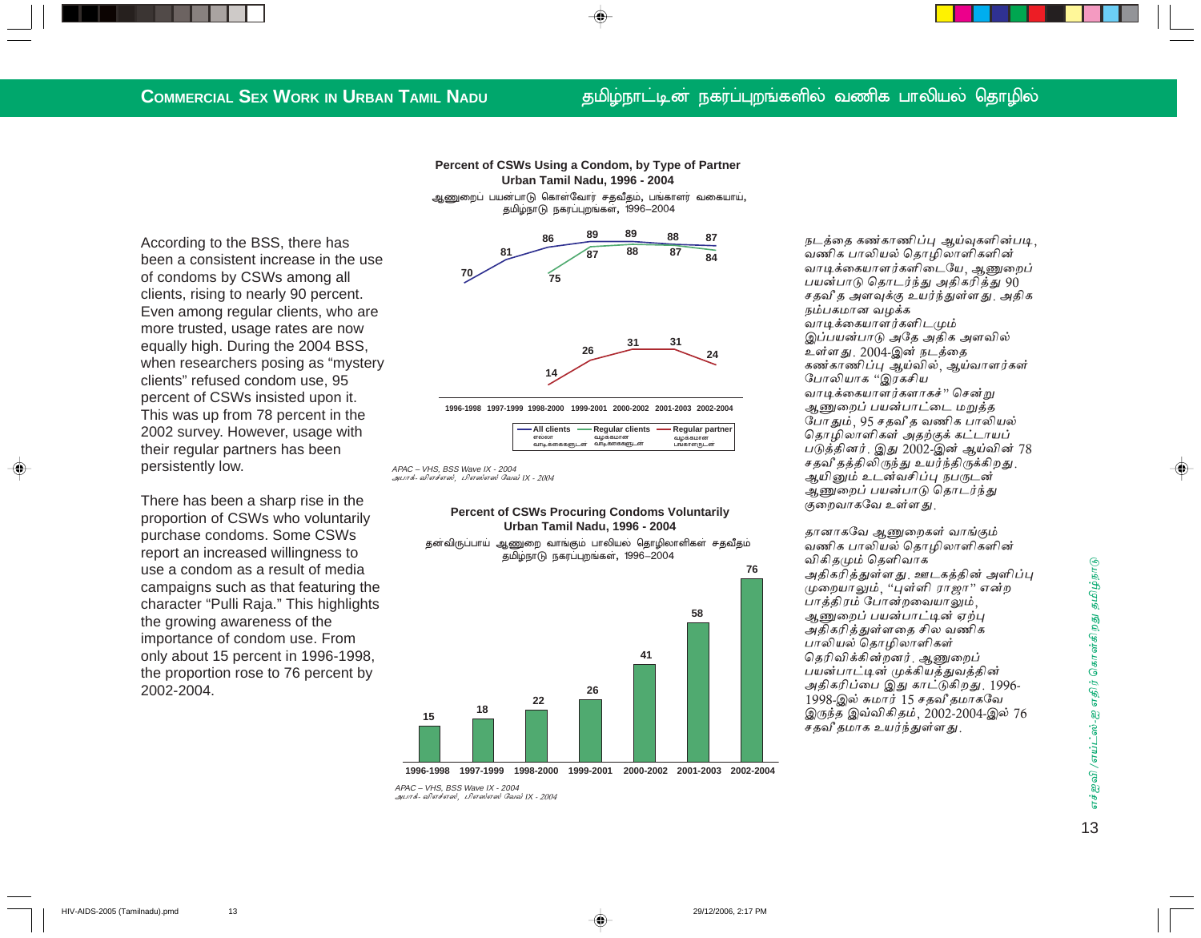According to the BSS, there has been a consistent increase in the use of condoms by CSWs among all clients, rising to nearly 90 percent. Even among regular clients, who are more trusted, usage rates are now equally high. During the 2004 BSS, when researchers posing as "mystery clients" refused condom use, 95 percent of CSWs insisted upon it. This was up from 78 percent in the 2002 survey. However, usage with their regular partners has been persistently low.

There has been a sharp rise in the proportion of CSWs who voluntarily purchase condoms. Some CSWs report an increased willingness to use a condom as a result of media campaigns such as that featuring the character "Pulli Raja." This highlights the growing awareness of the importance of condom use. From only about 15 percent in 1996-1998, the proportion rose to 76 percent by 2002-2004.

**Percent of CSWs Using a Condom, by Type of Partner Urban Tamil Nadu, 1996 - 2004**

ஆணுறைப் பயன்பாடு கொள்வோர் சதவீதம், பங்காளர் வகையாய், தமிழ்நாடு நகரப்புறங்கள், 1996–2004

| | 1996-1998 | 1997-1999 | 1998-2000 | 1999-2001 | 2000-2002 | 2001-2003 | 2002-2004 |
|---|---|---|---|---|---|---|---|
| All clients (எல்லா வாடிக்கையாளருடன்) | 70 | 81 | 86 | 89 | 89 | 88 | 87 |
| Regular clients (வழக்கமான வாடிக்கையாளருடன்) | | | 75 | 87 | 88 | 87 | 84 |
| Regular partner (வழக்கமான பங்காளருடன்) | | | 14 | 26 | 31 | 31 | 24 |

APAC – VHS, BSS Wave IX - 2004
அபாக்- விஎச்எஸ், பிஎஸ்எஸ் வேவ் IX - 2004

**Percent of CSWs Procuring Condoms Voluntarily Urban Tamil Nadu, 1996 - 2004**

தன்விருப்பாய் ஆணுறை வாங்கும் பாலியல் தொழிலாளிகள் சதவீதம் தமிழ்நாடு நகரப்புறங்கள், 1996–2004

| 1996-1998 | 1997-1999 | 1998-2000 | 1999-2001 | 2000-2002 | 2001-2003 | 2002-2004 |
|---|---|---|---|---|---|---|
| 15 | 18 | 22 | 26 | 41 | 58 | 76 |

APAC – VHS, BSS Wave IX - 2004
அபாக்- விஎச்எஸ், பிஎஸ்எஸ் வேவ் IX - 2004

நடத்தை கண்காணிப்பு ஆய்வுகளின்படி, வணிக பாலியல் தொழிலாளிகளின் வாடிக்கையாளர்களிடையே, ஆணுறைப் பயன்பாடு தொடர்ந்து அதிகரித்து 90 சதவீத அளவுக்கு உயர்ந்துள்ளது. அதிக நம்பகமான வழக்க வாடிக்கையாளர்களிடமும் இப்பயன்பாடு அதே அதிக அளவில் உள்ளது. 2004-இன் நடத்தை கண்காணிப்பு ஆய்வில், ஆய்வாளர்கள் போலியாக "இரகசிய வாடிக்கையாளர்களாகச்" சென்று ஆணுறைப் பயன்பாட்டை மறுத்த போதும், 95 சதவீத வணிக பாலியல் தொழிலாளிகள் அதற்குக் கட்டாயப் படுத்தினர். இது 2002-இன் ஆய்வின் 78 சதவீதத்திலிருந்து உயர்ந்திருக்கிறது. ஆயினும் உடன்வசிப்பு நபருடன் ஆணுறைப் பயன்பாடு தொடர்ந்து குறைவாகவே உள்ளது.

தானாகவே ஆணுறைகள் வாங்கும் வணிக பாலியல் தொழிலாளிகளின் விகிதமும் தெளிவாக அதிகரித்துள்ளது. ஊடகத்தின் அளிப்பு முறையாலும், "புள்ளி ராஜா" என்ற பாத்திரம் போன்றவையாலும், ஆணுறைப் பயன்பாட்டின் ஏற்பு அதிகரித்துள்ளதை சில வணிக பாலியல் தொழிலாளிகள் தெரிவிக்கின்றனர். ஆணுறைப் பயன்பாட்டின் முக்கியத்துவத்தின் அதிகரிப்பை இது காட்டுகிறது. 1996-1998-இல் சுமார் 15 சதவீதமாகவே இருந்த இவ்விகிதம், 2002-2004-இல் 76 சதவீதமாக உயர்ந்துள்ளது.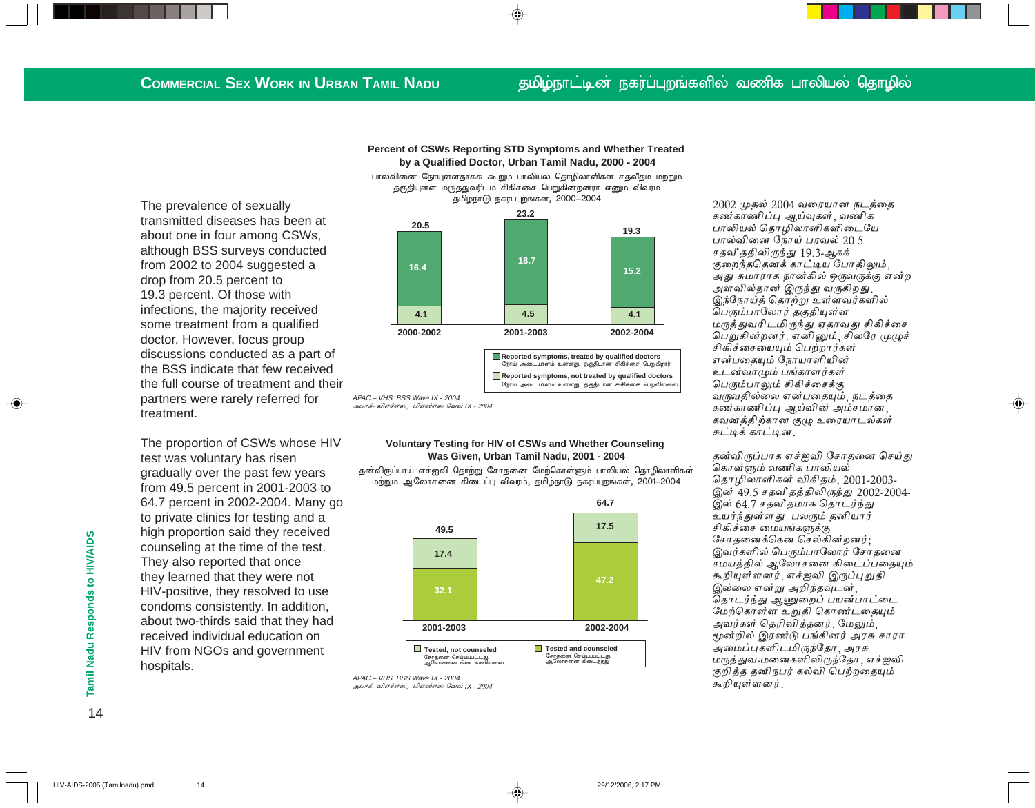The prevalence of sexually transmitted diseases has been at about one in four among CSWs, although BSS surveys conducted from 2002 to 2004 suggested a drop from 20.5 percent to 19.3 percent. Of those with infections, the majority received some treatment from a qualified doctor. However, focus group discussions conducted as a part of the BSS indicate that few received the full course of treatment and their partners were rarely referred for treatment.

**Percent of CSWs Reporting STD Symptoms and Whether Treated by a Qualified Doctor, Urban Tamil Nadu, 2000 - 2004**

பால்வினை நோயுள்ளதாகக் கூறும் பாலியல் தொழிலாளிகள் சதவீதம் மற்றும் தகுதியுள்ள மருத்துவரிடம் சிகிச்சை பெறுகின்றனரா எனும் விவரம் தமிழ்நாடு நகர்ப்புறங்கள், 2000–2004

| | 2000-2002 | 2001-2003 | 2002-2004 |
|---|---|---|---|
| Reported symptoms, treated by qualified doctors (நோய் அடையாளம் உள்ளது, தகுதியான சிகிச்சை பெறுகிறார்) | 16.4 | 18.7 | 15.2 |
| Reported symptoms, not treated by qualified doctors (நோய் அடையாளம் உள்ளது, தகுதியான சிகிச்சை பெறவில்லை) | 4.1 | 4.5 | 4.1 |
| Total | 20.5 | 23.2 | 19.3 |

APAC – VHS, BSS Wave IX - 2004
அபாக்- விஎச்எஸ், பிஎஸ்எஸ் வேவ் IX - 2004

The proportion of CSWs whose HIV test was voluntary has risen gradually over the past few years from 49.5 percent in 2001-2003 to 64.7 percent in 2002-2004. Many go to private clinics for testing and a high proportion said they received counseling at the time of the test. They also reported that once they learned that they were not HIV-positive, they resolved to use condoms consistently. In addition, about two-thirds said that they had received individual education on HIV from NGOs and government hospitals.

**Voluntary Testing for HIV of CSWs and Whether Counseling Was Given, Urban Tamil Nadu, 2001 - 2004**

தன்விருப்பாய் எச்ஐவி தொற்று சோதனை மேற்கொள்ளும் பாலியல் தொழிலாளிகள் மற்றும் ஆலோசனை கிடைப்பு விவரம், தமிழ்நாடு நகர்ப்புறங்கள், 2001–2004

| | 2001-2003 | 2002-2004 |
|---|---|---|
| Tested and counseled (சோதனை செய்யப்பட்டது, ஆலோசனை கிடைத்தது) | 32.1 | 47.2 |
| Tested, not counseled (சோதனை செய்யப்பட்டது, ஆலோசனை கிடைக்கவில்லை) | 17.4 | 17.5 |
| Total | 49.5 | 64.7 |

APAC – VHS, BSS Wave IX - 2004
அபாக்- விஎச்எஸ், பிஎஸ்எஸ் வேவ் IX - 2004

2002 முதல் 2004 வரையான நடத்தை கண்காணிப்பு ஆய்வுகள், வணிக பாலியல் தொழிலாளிகளிடையே பால்வினை நோய் பரவல் 20.5 சதவீதத்திலிருந்து 19.3-ஆகக் குறைந்ததெனக் காட்டிய போதிலும், அது சுமாராக நான்கில் ஒருவருக்கு என்ற அளவில்தான் இருந்து வருகிறது. இந்நோய்த் தொற்று உள்ளவர்களில் பெரும்பாலோர் தகுதியுள்ள மருத்துவரிடமிருந்து ஏதாவது சிகிச்சை பெறுகின்றனர். எனினும், சிலரே முழுச் சிகிச்சையையும் பெற்றார்கள் என்பதையும் நோயாளியின் உடன்வாழும் பங்காளர்கள் பெரும்பாலும் சிகிச்சைக்கு வருவதில்லை என்பதையும், நடத்தை கண்காணிப்பு ஆய்வின் அம்சமான, கவனத்திற்கான குழு உரையாடல்கள் சுட்டிக் காட்டின.

தன்விருப்பாக எச்ஐவி சோதனை செய்து கொள்ளும் வணிக பாலியல் தொழிலாளிகள் விகிதம், 2001-2003-இன் 49.5 சதவீதத்திலிருந்து 2002-2004-இல் 64.7 சதவீதமாக தொடர்ந்து உயர்ந்துள்ளது. பலரும் தனியார் சிகிச்சை மையங்களுக்கு சோதனைக்கென செல்கின்றனர்; இவர்களில் பெரும்பாலோர் சோதனை சமயத்தில் ஆலோசனை கிடைப்பதையும் கூறியுள்ளனர். எச்ஐவி இருப்புறுதி இல்லை என்று அறிந்தவுடன், தொடர்ந்து ஆணுறைப் பயன்பாட்டை மேற்கொள்ள உறுதி கொண்டதையும் அவர்கள் தெரிவித்தனர். மேலும், மூன்றில் இரண்டு பங்கினர் அரசு சாரா அமைப்புகளிடமிருந்தோ, அரசு மருத்துவ-மனைகளிலிருந்தோ, எச்ஐவி குறித்த தனிநபர் கல்வி பெற்றதையும் கூறியுள்ளனர்.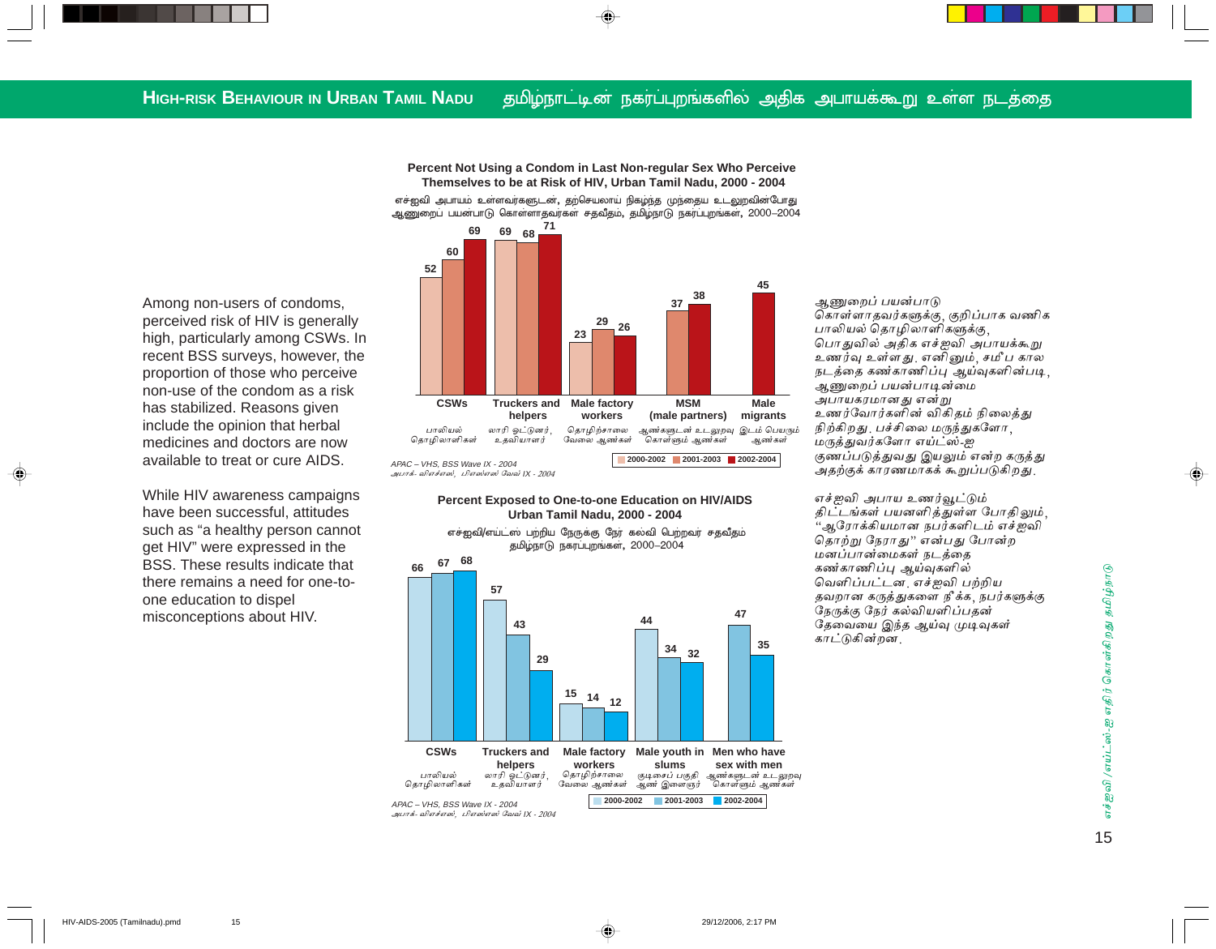## High-risk Behaviour in Urban Tamil Nadu

## தமிழ்நாட்டின் நகர்ப்புறங்களில் அதிக அபாயக்கூறு உள்ள நடத்தை

Among non-users of condoms, perceived risk of HIV is generally high, particularly among CSWs. In recent BSS surveys, however, the proportion of those who perceive non-use of the condom as a risk has stabilized. Reasons given include the opinion that herbal medicines and doctors are now available to treat or cure AIDS.

While HIV awareness campaigns have been successful, attitudes such as "a healthy person cannot get HIV" were expressed in the BSS. These results indicate that there remains a need for one-to-one education to dispel misconceptions about HIV.

**Percent Not Using a Condom in Last Non-regular Sex Who Perceive Themselves to be at Risk of HIV, Urban Tamil Nadu, 2000 - 2004**

எச்ஐவி அபாயம் உள்ளவர்களுடன், தற்செயலாய் நிகழ்ந்த முந்தைய உடலுறவின்போது ஆணுறைப் பயன்பாடு கொள்ளாதவர்கள சதவீதம், தமிழ்நாடு நகர்ப்புறங்கள், 2000–2004

| Group | 2000-2002 | 2001-2003 | 2002-2004 |
|---|---|---|---|
| CSWs (பாலியல் தொழிலாளிகள்) | 52 | 60 | 69 |
| Truckers and helpers (லாரி ஓட்டுனர், உதவியாளர்) | 69 | 68 | 71 |
| Male factory workers (தொழிற்சாலை வேலை ஆண்கள்) | 23 | 29 | 26 |
| MSM (male partners) (ஆண்களுடன் உடலுறவு கொள்ளும் ஆண்கள்) | | 37 | 38 |
| Male migrants (இடம் பெயரும் ஆண்கள்) | | | 45 |

APAC – VHS, BSS Wave IX - 2004
அபாக்- விளச்சஸ், பிஎஸ்எஸ் வேவ் IX - 2004

**Percent Exposed to One-to-one Education on HIV/AIDS Urban Tamil Nadu, 2000 - 2004**

எச்ஐவி/எய்ட்ஸ் பற்றிய நேருக்கு நேர் கல்வி பெற்றவர் சதவீதம் தமிழ்நாடு நகர்ப்புறங்கள், 2000–2004

| Group | 2000-2002 | 2001-2003 | 2002-2004 |
|---|---|---|---|
| CSWs (பாலியல் தொழிலாளிகள்) | 66 | 67 | 68 |
| Truckers and helpers (லாரி ஓட்டுனர், உதவியாளர்) | 57 | 43 | 29 |
| Male factory workers (தொழிற்சாலை வேலை ஆண்கள்) | 15 | 14 | 12 |
| Male youth in slums (குடிசைப் பகுதி ஆண் இளைஞர்) | 44 | 34 | 32 |
| Men who have sex with men (ஆண்களுடன் உடலுறவு கொள்ளும் ஆண்கள்) | | 47 | 35 |

APAC – VHS, BSS Wave IX - 2004
அபாக்- விளச்சஸ், பிஎஸ்எஸ் வேவ் IX - 2004

ஆணுறைப் பயன்பாடு கொள்ளாதவர்களுக்கு, குறிப்பாக வணிக பாலியல் தொழிலாளிகளுக்கு, பொதுவில் அதிக எச்ஐவி அபாயக்கூறு உணர்வு உள்ளது. எனினும், சமீப கால நடத்தை கண்காணிப்பு ஆய்வுகளின்படி, ஆணுறைப் பயன்பாடின்மை அபாயகரமானது என்று உணர்வோர்களின் விகிதம் நிலைத்து நிற்கிறது. பச்சிலை மருந்துகளோ, மருத்துவர்களோ எய்ட்ஸ்-ஐ குணப்படுத்துவது இயலும் என்ற கருத்து அதற்குக் காரணமாகக் கூறப்படுகிறது.

எச்ஐவி அபாய உணர்வூட்டும் திட்டங்கள் பயனளித்துள்ள போதிலும், "ஆரோக்கியமான நபர்களிடம் எச்ஐவி தொற்று நேராது" என்பது போன்ற மனப்பான்மைகள் நடத்தை கண்காணிப்பு ஆய்வுகளில் வெளிப்பட்டன. எச்ஐவி பற்றிய தவறான கருத்துகளை நீக்க, நபர்களுக்கு நேருக்கு நேர் கல்வியளிப்பதன் தேவையை இந்த ஆய்வு முடிவுகள் காட்டுகின்றன.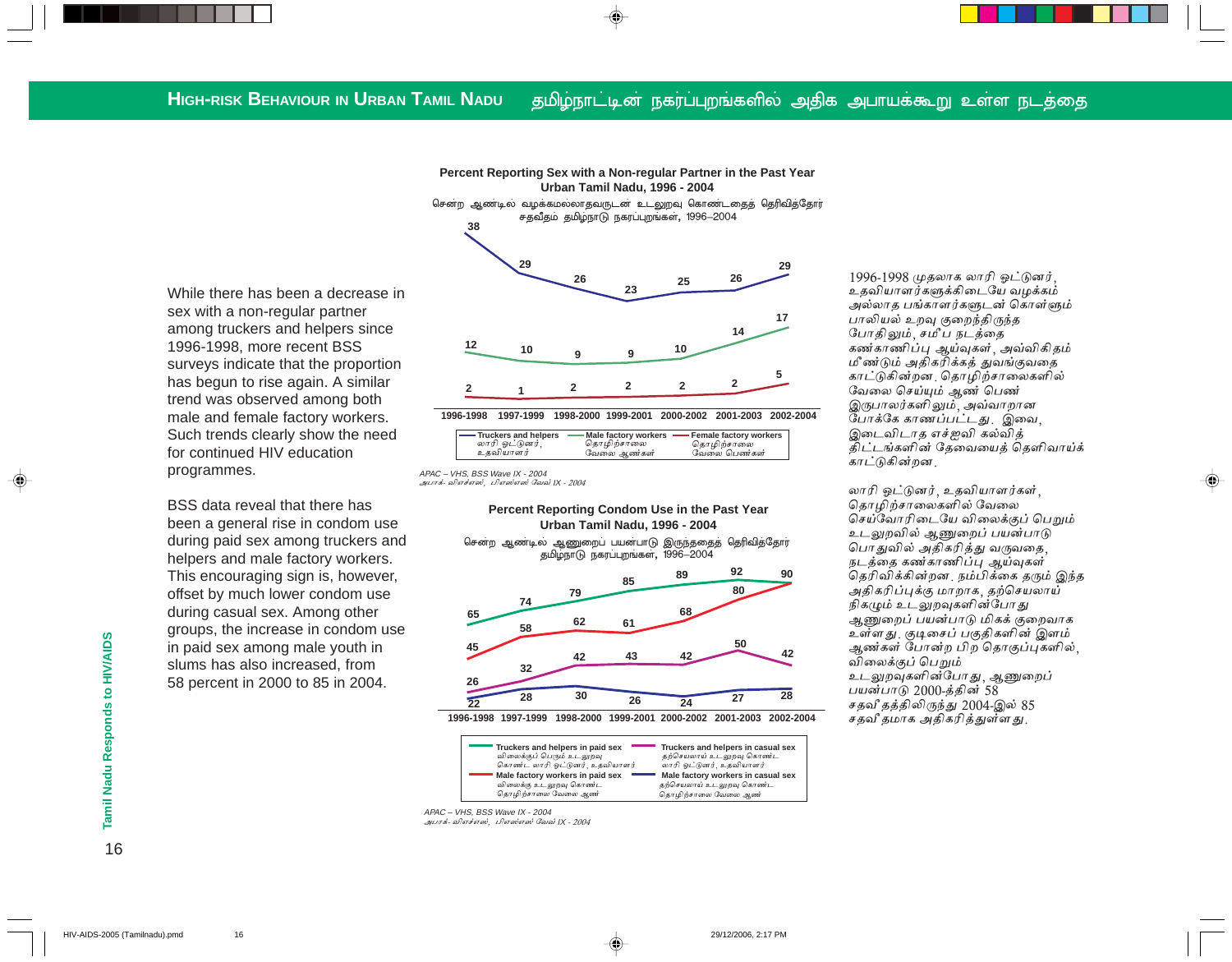## HIGH-RISK BEHAVIOUR IN URBAN TAMIL NADU தமிழ்நாட்டின் நகர்ப்புறங்களில் அதிக அபாயக்கூறு உள்ள நடத்தை

While there has been a decrease in sex with a non-regular partner among truckers and helpers since 1996-1998, more recent BSS surveys indicate that the proportion has begun to rise again. A similar trend was observed among both male and female factory workers. Such trends clearly show the need for continued HIV education programmes.

BSS data reveal that there has been a general rise in condom use during paid sex among truckers and helpers and male factory workers. This encouraging sign is, however, offset by much lower condom use during casual sex. Among other groups, the increase in condom use in paid sex among male youth in slums has also increased, from 58 percent in 2000 to 85 in 2004.

**Percent Reporting Sex with a Non-regular Partner in the Past Year Urban Tamil Nadu, 1996 - 2004**

சென்ற ஆண்டில் வழக்கமல்லாதவருடன் உடலுறவு கொண்டதைத் தெரிவித்தோர் சதவீதம் தமிழ்நாடு நகர்ப்புறங்கள், 1996–2004

| | 1996-1998 | 1997-1999 | 1998-2000 | 1999-2001 | 2000-2002 | 2001-2003 | 2002-2004 |
|---|---|---|---|---|---|---|---|
| Truckers and helpers / லாரி ஓட்டுனர், உதவியாளர் | 38 | 29 | 26 | 23 | 25 | 26 | 29 |
| Male factory workers / தொழிற்சாலை வேலை ஆண்கள் | 12 | 10 | 9 | 9 | 10 | 14 | 17 |
| Female factory workers / தொழிற்சாலை வேலை பெண்கள் | 2 | 1 | 2 | 2 | 2 | 2 | 5 |

APAC – VHS, BSS Wave IX - 2004
அபாக்- விஎச்எஸ், பிஎஸ்எஸ் வேவ் IX - 2004

**Percent Reporting Condom Use in the Past Year Urban Tamil Nadu, 1996 - 2004**

சென்ற ஆண்டில் ஆணுறைப் பயன்பாடு இருந்ததைத் தெரிவித்தோர் தமிழ்நாடு நகர்ப்புறங்கள், 1996–2004

| | 1996-1998 | 1997-1999 | 1998-2000 | 1999-2001 | 2000-2002 | 2001-2003 | 2002-2004 |
|---|---|---|---|---|---|---|---|
| Truckers and helpers in paid sex / விலைக்குப் பெறும் உடலுறவு கொண்ட லாரி ஓட்டுனர், உதவியாளர் | 65 | 74 | 79 | 85 | 89 | 92 | 90 |
| Male factory workers in paid sex / விலைக்கு உடலுறவு கொண்ட தொழிற்சாலை வேலை ஆண் | 45 | 58 | 62 | 61 | 68 | 80 | 90 |
| Truckers and helpers in casual sex / தற்செயலாய் உடலுறவு கொண்ட லாரி ஓட்டுனர், உதவியாளர் | 26 | 32 | 42 | 43 | 42 | 50 | 42 |
| Male factory workers in casual sex / தற்செயலாய் உடலுறவு கொண்ட தொழிற்சாலை வேலை ஆண் | 22 | 28 | 30 | 26 | 24 | 27 | 28 |

APAC – VHS, BSS Wave IX - 2004
அபாக்- விஎச்எஸ், பிஎஸ்எஸ் வேவ் IX - 2004

1996-1998 முதலாக லாரி ஓட்டுனர், உதவியாளர்களுக்கிடையே வழக்கம் அல்லாத பங்காளர்களுடன் கொள்ளும் பாலியல் உறவு குறைந்திருந்த போதிலும், சமீப நடத்தை கண்காணிப்பு ஆய்வுகள், அவ்விகிதம் மீண்டும் அதிகரிக்கத் துவங்குவதை காட்டுகின்றன. தொழிற்சாலைகளில் வேலை செய்யும் ஆண் பெண் இருபாலர்களிலும், அவ்வாறான போக்கே காணப்பட்டது. இவை, இடைவிடாத எச்ஐவி கல்வித் திட்டங்களின் தேவையைத் தெளிவாய்க் காட்டுகின்றன.

லாரி ஓட்டுனர், உதவியாளர்கள், தொழிற்சாலைகளில் வேலை செய்வோரிடையே விலைக்குப் பெறும் உடலுறவில் ஆணுறைப் பயன்பாடு பொதுவில் அதிகரித்து வருவதை, நடத்தை கண்காணிப்பு ஆய்வுகள் தெரிவிக்கின்றன. நம்பிக்கை தரும் இந்த அதிகரிப்புக்கு மாறாக, தற்செயலாய் நிகழும் உடலுறவுகளின்போது ஆணுறைப் பயன்பாடு மிகக் குறைவாக உள்ளது. குடிசைப் பகுதிகளின் இளம் ஆண்கள் போன்ற பிற தொகுப்புகளில், விலைக்குப் பெறும் உடலுறவுகளின்போது, ஆணுறைப் பயன்பாடு 2000-த்தின் 58 சதவீதத்திலிருந்து 2004-இல் 85 சதவீதமாக அதிகரித்துள்ளது.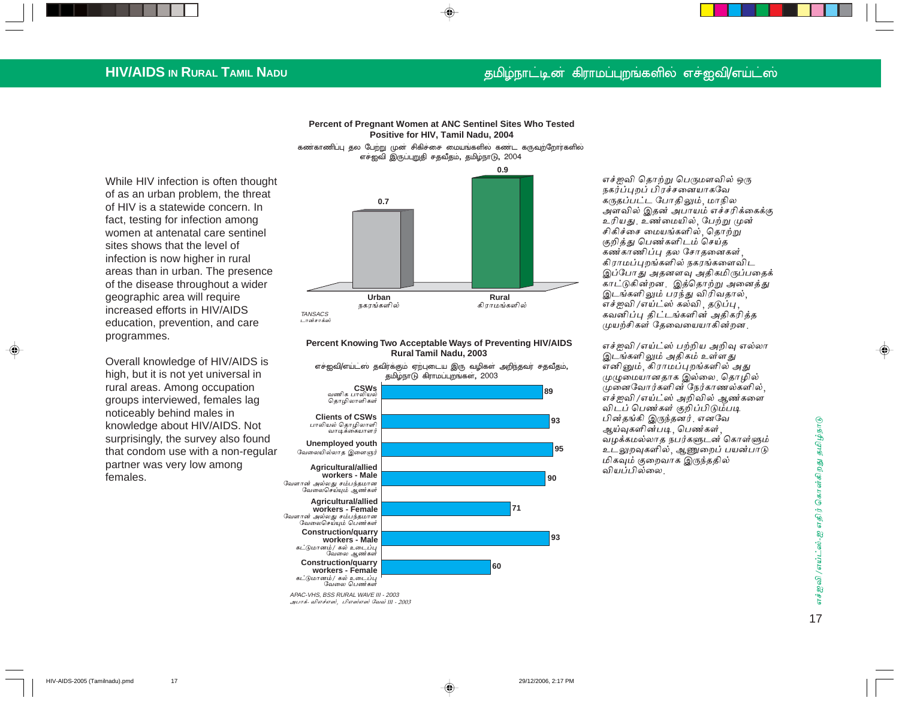While HIV infection is often thought of as an urban problem, the threat of HIV is a statewide concern. In fact, testing for infection among women at antenatal care sentinel sites shows that the level of infection is now higher in rural areas than in urban. The presence of the disease throughout a wider geographic area will require increased efforts in HIV/AIDS education, prevention, and care programmes.

Overall knowledge of HIV/AIDS is high, but it is not yet universal in rural areas. Among occupation groups interviewed, females lag noticeably behind males in knowledge about HIV/AIDS. Not surprisingly, the survey also found that condom use with a non-regular partner was very low among females.

**Percent of Pregnant Women at ANC Sentinel Sites Who Tested Positive for HIV, Tamil Nadu, 2004**

கண்காணிப்பு தல பேறு முன் சிகிச்சை மையங்களில் கண்ட கருவுற்றோர்களில் எச்ஐவி இருப்புறுதி சதவீதம், தமிழ்நாடு, 2004

| | Percent |
|---|---|
| Urban / நகரங்களில் | 0.7 |
| Rural / கிராமங்களில் | 0.9 |

*TANSACS / டான்சாக்ஸ்*

**Percent Knowing Two Acceptable Ways of Preventing HIV/AIDS Rural Tamil Nadu, 2003**

எச்ஐவி/எய்ட்ஸ் தவிர்க்கும் ஏற்புடைய இரு வழிகள் அறிந்தவர் சதவீதம், தமிழ்நாடு கிராமப்புறங்கள், 2003

| Group | Percent |
|---|---|
| CSWs / வணிக பாலியல் தொழிலாளிகள் | 89 |
| Clients of CSWs / பாலியல் தொழிலாளி வாடிக்கையாளர் | 93 |
| Unemployed youth / வேலையில்லாத இளைஞர் | 95 |
| Agricultural/allied workers - Male / வேளான் அல்லது சம்பந்தமான வேலைசெய்யும் ஆண்கள் | 90 |
| Agricultural/allied workers - Female / வேளான் அல்லது சம்பந்தமான வேலைசெய்யும் பெண்கள் | 71 |
| Construction/quarry workers - Male / கட்டுமானம்/ கல் உடைப்பு வேலை ஆண்கள் | 93 |
| Construction/quarry workers - Female / கட்டுமானம்/ கல் உடைப்பு வேலை பெண்கள் | 60 |

*APAC-VHS, BSS RURAL WAVE III - 2003*
*அபாக்- விஎச்எஸ், பிஎஸ்எஸ் வேவ் III - 2003*

எச்ஐவி தொற்று பெருமளவில் ஒரு நகரப்புறப் பிரச்சனையாகவே கருதப்பட்ட போதிலும், மாநில அளவில் இதன் அபாயம் எச்சரிக்கைக்கு உரியது. உண்மையில், பேற்று முன் சிகிச்சை மையங்களில், தொற்று குறித்து பெண்களிடம் செய்த கண்காணிப்பு தல சோதனைகள், கிராமப்புறங்களில் நகரங்களைவிட இப்போது அதனளவு அதிகமிருப்பதைக் காட்டுகின்றன. இத்தொற்று அனைத்து இடங்களிலும் பரந்து விரிவதால், எச்ஐவி/எய்ட்ஸ் கல்வி, தடுப்பு, கவனிப்பு திட்டங்களின் அதிகரித்த முயற்சிகள் தேவையையாகின்றன.

எச்ஐவி/எய்ட்ஸ் பற்றிய அறிவு எல்லா இடங்களிலும் அதிகம் உள்ளது எனினும், கிராமப்புறங்களில் அது முழுமையானதாக இல்லை. தொழில் முனைவோர்களின் நேர்காணல்களில், எச்ஐவி/எய்ட்ஸ் அறிவில் ஆண்களை விடப் பெண்கள் குறிப்பிடும்படி பின்தங்கி இருந்தனர். எனவே ஆய்வுகளின்படி, பெண்கள், வழக்கமல்லாத நபர்களுடன் கொள்ளும் உடலுறவுகளில், ஆணுறைப் பயன்பாடு மிகவும் குறைவாக இருந்ததில் வியப்பில்லை.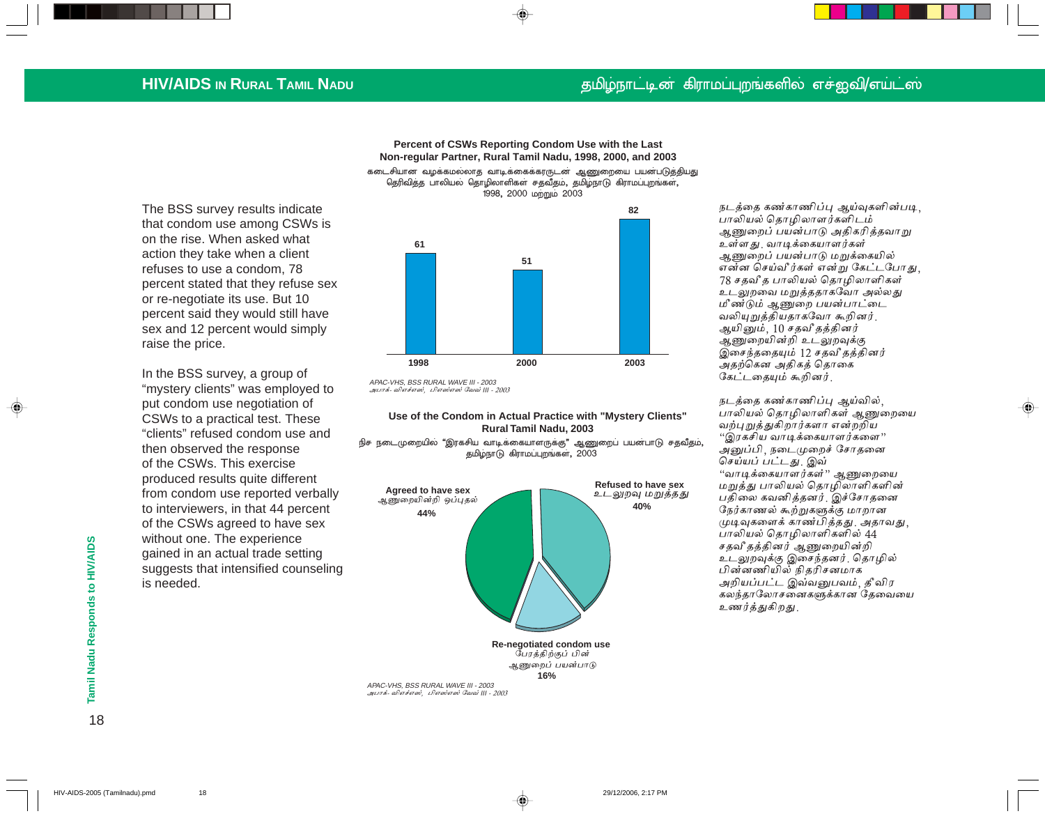The BSS survey results indicate that condom use among CSWs is on the rise. When asked what action they take when a client refuses to use a condom, 78 percent stated that they refuse sex or re-negotiate its use. But 10 percent said they would still have sex and 12 percent would simply raise the price.

In the BSS survey, a group of "mystery clients" was employed to put condom use negotiation of CSWs to a practical test. These "clients" refused condom use and then observed the response of the CSWs. This exercise produced results quite different from condom use reported verbally to interviewers, in that 44 percent of the CSWs agreed to have sex without one. The experience gained in an actual trade setting suggests that intensified counseling is needed.

**Percent of CSWs Reporting Condom Use with the Last Non-regular Partner, Rural Tamil Nadu, 1998, 2000, and 2003**

கடைசியான வழக்கமல்லாத வாடிக்கைக்காருடன் ஆணுறையை பயன்படுத்தியது தெரிவித்த பாலியல் தொழிலாளிகள் சதவீதம், தமிழ்நாடு கிராமப்புறங்கள், 1998, 2000 மற்றும் 2003

| Year | Percent |
|---|---|
| 1998 | 61 |
| 2000 | 51 |
| 2003 | 82 |

APAC-VHS, BSS RURAL WAVE III - 2003
அபாக்- விஎச்எஸ், பிஎஸ்எஸ் வேவ் III - 2003

**Use of the Condom in Actual Practice with "Mystery Clients" Rural Tamil Nadu, 2003**

நிச நடைமுறையில் "இரகசிய வாடிக்கையாளருக்கு" ஆணுறைப் பயன்பாடு சதவீதம், தமிழ்நாடு கிராமப்புறங்கள், 2003

| Response | Percent |
|---|---|
| Agreed to have sex / ஆணுறையின்றி ஒப்புதல் | 44% |
| Refused to have sex / உடலுறவு மறுத்தது | 40% |
| Re-negotiated condom use / பேரத்திற்குப் பின் ஆணுறைப் பயன்பாடு | 16% |

APAC-VHS, BSS RURAL WAVE III - 2003
அபாக்- விஎச்எஸ், பிஎஸ்எஸ் வேவ் III - 2003

நடத்தை கண்காணிப்பு ஆய்வுகளின்படி, பாலியல் தொழிலாளர்களிடம் ஆணுறைப் பயன்பாடு அதிகரித்தவாறு உள்ளது. வாடிக்கையாளர்கள் ஆணுறைப் பயன்பாடு மறுக்கையில் என்ன செய்வீர்கள் என்று கேட்டபோது, 78 சதவீத பாலியல் தொழிலாளிகள் உடலுறவை மறுத்ததாகவோ அல்லது மீண்டும் ஆணுறை பயன்பாட்டை வலியுறுத்தியதாகவோ கூறினர். ஆயினும், 10 சதவீதத்தினர் ஆணுறையின்றி உடலுறவுக்கு இசைந்ததையும் 12 சதவீதத்தினர் அதற்கென அதிகத் தொகை கேட்டதையும் கூறினர்.

நடத்தை கண்காணிப்பு ஆய்வில், பாலியல் தொழிலாளிகள் ஆணுறையை வற்புறுத்துகிறார்களா என்றறிய "இரகசிய வாடிக்கையாளர்களை" அனுப்பி, நடைமுறைச் சோதனை செய்யப்பட்டது. இவ் "வாடிக்கையாளர்கள்" ஆணுறையை மறுத்து பாலியல் தொழிலாளிகளின் பதிலை கவனித்தனர். இச்சோதனை நேர்காணல் கூற்றுகளுக்கு மாறான முடிவுகளைக் காண்பித்தது. அதாவது, பாலியல் தொழிலாளிகளில் 44 சதவீதத்தினர் ஆணுறையின்றி உடலுறவுக்கு இசைந்தனர். தொழில் பின்னணியில் நிதரிசனமாக அறியப்பட்ட இவ்வனுபவம், தீவிர கலந்தாலோசனைகளுக்கான தேவையை உணர்த்துகிறது.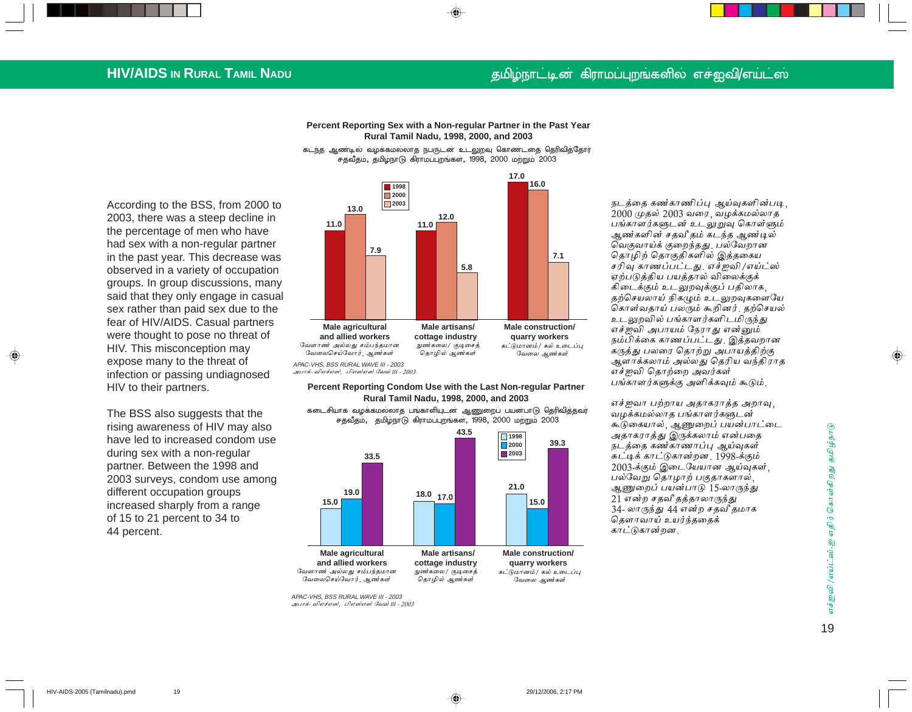According to the BSS, from 2000 to 2003, there was a steep decline in the percentage of men who have had sex with a non-regular partner in the past year. This decrease was observed in a variety of occupation groups. In group discussions, many said that they only engage in casual sex rather than paid sex due to the fear of HIV/AIDS. Casual partners were thought to pose no threat of HIV. This misconception may expose many to the threat of infection or passing undiagnosed HIV to their partners.

The BSS also suggests that the rising awareness of HIV may also have led to increased condom use during sex with a non-regular partner. Between the 1998 and 2003 surveys, condom use among different occupation groups increased sharply from a range of 15 to 21 percent to 34 to 44 percent.

**Percent Reporting Sex with a Non-regular Partner in the Past Year Rural Tamil Nadu, 1998, 2000, and 2003**

கடந்த ஆண்டில் வழக்கமல்லாத நபருடன் உடலுறவு கொண்டதை தெரிவித்தோர் சதவீதம், தமிழ்நாடு கிராமப்புறங்கள், 1998, 2000 மற்றும் 2003

| | 1998 | 2000 | 2003 |
|---|---|---|---|
| Male agricultural and allied workers (வேளாண் அல்லது சம்பந்தமான வேலைசெய்வோர், ஆண்கள்) | 11.0 | 13.0 | 7.9 |
| Male artisans/ cottage industry (நுண்கலை/ குடிசைத் தொழில் ஆண்கள்) | 11.0 | 12.0 | 5.8 |
| Male construction/ quarry workers (கட்டுமானம்/ கல் உடைப்பு வேலை ஆண்கள்) | 17.0 | 16.0 | 7.1 |

*APAC-VHS, BSS RURAL WAVE III - 2003*
*அபாக்- விஎச்எஸ், பிஎஸ்எஸ் வேவ் III - 2003*

**Percent Reporting Condom Use with the Last Non-regular Partner Rural Tamil Nadu, 1998, 2000, and 2003**

கடைசியாக வழக்கமல்லாத பங்காளியுடன் ஆணுறைப் பயன்பாடு தெரிவித்தவர் சதவீதம், தமிழ்நாடு கிராமப்புறங்கள், 1998, 2000 மற்றும் 2003

| | 1998 | 2000 | 2003 |
|---|---|---|---|
| Male agricultural and allied workers (வேளாண் அல்லது சம்பந்தமான வேலைசெய்வோர், ஆண்கள்) | 15.0 | 19.0 | 33.5 |
| Male artisans/ cottage industry (நுண்கலை/ குடிசைத் தொழில் ஆண்கள்) | 18.0 | 17.0 | 43.5 |
| Male construction/ quarry workers (கட்டுமானம்/ கல் உடைப்பு வேலை ஆண்கள்) | 21.0 | 15.0 | 39.3 |

*APAC-VHS, BSS RURAL WAVE III - 2003*
*அபாக்- விஎச்எஸ், பிஎஸ்எஸ் வேவ் III - 2003*

நடத்தை கண்காணிப்பு ஆய்வுகளின்படி, 2000 முதல் 2003 வரை, வழக்கமல்லாத பங்காளர்களுடன் உடலுறவு கொள்ளும் ஆண்களின் சதவீதம் கடந்த ஆண்டில் வெகுவாய்க் குறைந்தது. பல்வேறான தொழிற் தொகுதிகளில் இத்தகைய சரிவு காணப்பட்டது. எச்ஐவி/எய்ட்ஸ் ஏற்படுத்திய பயத்தால் விலைக்குக் கிடைக்கும் உடலுறவுக்குப் பதிலாக, தற்செயலாய் நிகழும் உடலுறவுகளையே கொள்வதாய் பலரும் கூறினர். தற்செயல் உடலுறவில் பங்காளர்களிடமிருந்து எச்ஐவி அபாயம் நேராது என்னும் நம்பிக்கை காணப்பட்டது. இத்தவறான கருத்து பலரை தொற்று அபாயத்திற்கு ஆளாக்கலாம் அல்லது தெரிய வந்திராத எச்ஐவி தொற்றை அவர்கள் பங்காளர்களுக்கு அளிக்கவும் கூடும்.

எச்ஐவா பற்றிய அதாகராத்த அறாவு, வழக்கமல்லாத பங்காளர்களுடன் கூடுகையால், ஆணுறைப் பயன்பாட்டை அதாகராத்து இருக்கலாம் என்பதை நடத்தை கண்காணாப்பு ஆய்வுகள் சுட்டிக் காட்டுகான்றன. 1998-க்கும் 2003-க்கும் இடையேயான ஆய்வுகள், பல்வேறு தொழாற் பகுதாகளால், ஆணுறைப் பயன்பாடு 15-லாருந்து 21 என்ற சதவீதத்தாலாருந்து 34- லாருந்து 44 என்ற சதவீதமாக தெளாவாய் உயர்ந்ததைக் காட்டுகான்றன.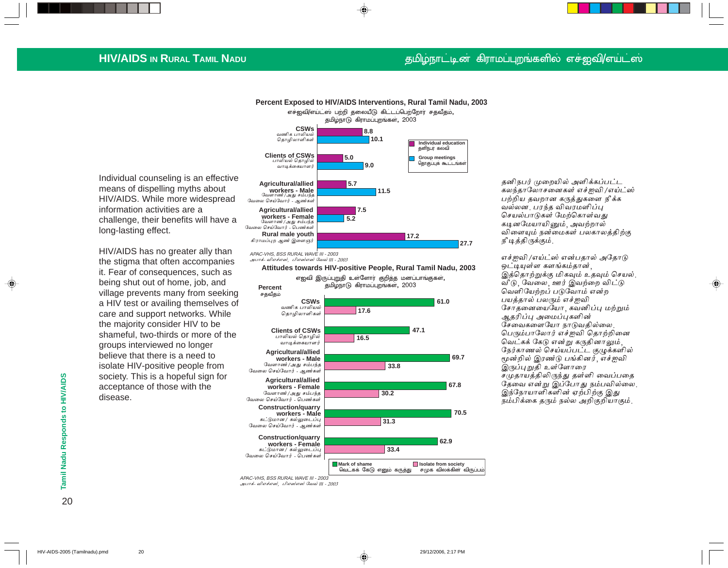## HIV/AIDS in Rural Tamil Nadu

## தமிழ்நாட்டின் கிராமப்புறங்களில் எச்ஐவி/எய்ட்ஸ்

Individual counseling is an effective means of dispelling myths about HIV/AIDS. While more widespread information activities are a challenge, their benefits will have a long-lasting effect.

HIV/AIDS has no greater ally than the stigma that often accompanies it. Fear of consequences, such as being shut out of home, job, and village prevents many from seeking a HIV test or availing themselves of care and support networks. While the majority consider HIV to be shameful, two-thirds or more of the groups interviewed no longer believe that there is a need to isolate HIV-positive people from society. This is a hopeful sign for acceptance of those with the disease.

**Percent Exposed to HIV/AIDS Interventions, Rural Tamil Nadu, 2003**

எச்ஐவி/எய்ட்ஸ் பற்றி தலையீடு கிட்டப்பெற்றோர் சதவீதம், தமிழ்நாடு கிராமப்புறங்கள், 2003

| Group | Individual education (தனிநபர் கலவி) | Group meetings (தொகுப்புக் கூட்டங்கள்) |
|---|---|---|
| CSWs (வணிக பாலியல் தொழிலாளிகள்) | 8.8 | 10.1 |
| Clients of CSWs (பாலியல் தொழில் வாடிக்கையாளர்) | 5.0 | 9.0 |
| Agricultural/allied workers - Male (வேளாண்/அது சம்பந்த வேலை செய்வோர் - ஆண்கள்) | 5.7 | 11.5 |
| Agricultural/allied workers - Female (வேளாண்/அது சம்பந்த வேலை செய்வோர் - பெண்கள்) | 7.5 | 5.2 |
| Rural male youth (கிராமப்புற ஆண் இளைஞர்) | 17.2 | 27.7 |

APAC-VHS, BSS RURAL WAVE III - 2003

அபாக்- விஎச்எஸ், பிஎஸ்எஸ் வேவ் III - 2003

**Attitudes towards HIV-positive People, Rural Tamil Nadu, 2003**

எஜவி இருப்புறுதி உள்ளோர் குறித்த மனப்பாங்குகள், தமிழ்நாடு கிராமப்புறங்கள், 2003

Percent (சதவீதம்)

| Group | Mark of shame (வெட்கக் கேடு எனும் கருத்து) | Isolate from society (சமுக விலக்கின் விருப்பம்) |
|---|---|---|
| CSWs (வணிக பாலியல் தொழிலாளிகள்) | 61.0 | 17.6 |
| Clients of CSWs (பாலியல் தொழில் வாடிக்கையாளர்) | 47.1 | 16.5 |
| Agricultural/allied workers - Male (வேளாண்/அது சம்பந்த வேலை செய்வோர் - ஆண்கள்) | 69.7 | 33.8 |
| Agricultural/allied workers - Female (வேளாண்/அது சம்பந்த வேலை செய்வோர் - பெண்கள்) | 67.8 | 30.2 |
| Construction/quarry workers - Male (கட்டுமான/ கல்லுடைப்பு வேலை செய்வோர் - ஆண்கள்) | 70.5 | 31.3 |
| Construction/quarry workers - Female (கட்டுமான/ கல்லுடைப்பு வேலை செய்வோர் - பெண்கள்) | 62.9 | 33.4 |

APAC-VHS, BSS RURAL WAVE III - 2003

அபாக்- விஎச்எஸ், பிஎஸ்எஸ் வேவ் III - 2003

தனிநபர் முறையில் அளிக்கப்பட்ட கலந்தாலோசனைகள் எச்ஐவி/எய்ட்ஸ் பற்றிய தவறான கருத்துகளை நீக்க வல்லன. பரந்த விவரமளிப்பு செயல்பாடுகள் மேற்கொள்வது கடினமேயாயினும், அவற்றால் விளையும் நன்மைகள் பலகாலத்திற்கு நீடித்திருக்கும்.

எச்ஐவி/எய்ட்ஸ் என்பதால் அதோடு ஒட்டியுள்ள களங்கம்தான், இத்தொற்றுக்கு மிகவும் உதவும் செயல். வீடு, வேலை, ஊர் இவற்றை விட்டு வெளியேற்றப் படுவோம் என்ற பயத்தால் பலரும் எச்ஐவி சோதனையையோ, கவனிப்பு மற்றும் ஆதரிப்பு அமைப்புகளின் சேவைகளையோ நாடுவதில்லை. பெரும்பாலோர் எச்ஐவி தொற்றினை வெட்கக் கேடு என்று கருதினாலும், நேர்காணல் செய்யப்பட்ட குழுக்களில் மூன்றில் இரண்டு பங்கினர், எச்ஐவி இருப்புறுதி உள்ளோரை சமுதாயத்திலிருந்து தள்ளி வைப்பதை தேவை என்று இப்போது நம்பவில்லை. இந்நோயாளிகளின் ஏற்பிற்கு இது நம்பிக்கை தரும் நல்ல அறிகுறியாகும்.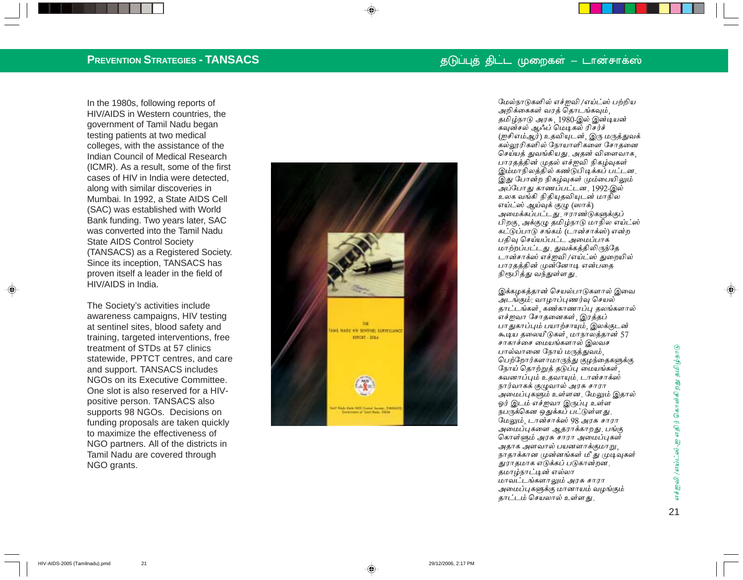## PREVENTION STRATEGIES - TANSACS

## தடுப்புத் திட்ட முறைகள் – டான்சாக்ஸ்

In the 1980s, following reports of HIV/AIDS in Western countries, the government of Tamil Nadu began testing patients at two medical colleges, with the assistance of the Indian Council of Medical Research (ICMR). As a result, some of the first cases of HIV in India were detected, along with similar discoveries in Mumbai. In 1992, a State AIDS Cell (SAC) was established with World Bank funding. Two years later, SAC was converted into the Tamil Nadu State AIDS Control Society (TANSACS) as a Registered Society. Since its inception, TANSACS has proven itself a leader in the field of HIV/AIDS in India.

The Society's activities include awareness campaigns, HIV testing at sentinel sites, blood safety and training, targeted interventions, free treatment of STDs at 57 clinics statewide, PPTCT centres, and care and support. TANSACS includes NGOs on its Executive Committee. One slot is also reserved for a HIV-positive person. TANSACS also supports 98 NGOs. Decisions on funding proposals are taken quickly to maximize the effectiveness of NGO partners. All of the districts in Tamil Nadu are covered through NGO grants.

மேல்நாடுகளில் எச்ஐவி/எய்ட்ஸ் பற்றிய அறிக்கைகள் வரத் தொடங்கவும், தமிழ்நாடு அரசு, 1980-இல் இன்டியன் கவுன்சல் ஆஃப் மெடிகல் ரிசர்ச் (ஐசிஎம்ஆர்) உதவியுடன், இரு மருத்துவக் கல்லூரிகளில் நோயாளிகளை சோதனை செய்யத் துவங்கியது. அதன் விளைவாக, பாரதத்தின் முதல் எச்ஐவி நிகழ்வுகள் இம்மாநிலத்தில் கண்டுபிடிக்கப் பட்டன. இது போன்ற நிகழ்வுகள் மும்பையிலும் அப்போது காணப்பட்டன. 1992-இல் உலக வங்கி நிதியுதவியுடன் மாநில எய்ட்ஸ் ஆய்வுக் குழு (ஸாக்) அமைக்கப்பட்டது. ஈராண்டுகளுக்குப் பிறகு, அக்குழு தமிழ்நாடு மாநில எய்ட்ஸ் கட்டுப்பாடு சங்கம் (டான்சாக்ஸ்) என்ற பதிவு செய்யப்பட்ட அமைப்பாக மாற்றப்பட்டது. துவக்கத்திலிருந்தே டான்சாக்ஸ் எச்ஐவி/எய்ட்ஸ் துறையில் பாரதத்தின் முன்னோடி என்பதை நிரூபித்து வந்துள்ளது.

இக்கழகத்தின் செயல்பாடுகளால் இவை அடங்கும்: வாழாப்புணர்வு செயல் தாட்டங்கள், கண்காணாப்பு தலங்களால் எச்ஐவா சோதனைகள், இரத்தப் பாதுகாப்பும் பயாற்சாயும், இலக்குடன் கூடிய தலையீடுகள், மாநிலத்தின் 57 சாகாச்சை மையங்களால் இலவச பால்வானை நோய் மருத்துவம், பெற்றோர்களாமாருந்து குழந்தைகளுக்கு நோய் தொற்றுத் தடுப்பு மையங்கள், கவனாப்பும் உதவாயும். டான்சாக்ஸ் நார்வாகக் குழுவால் அரசு சாரா அமைப்புகளும் உள்ளன. மேலும் இதால் ஒர் இடம் எச்ஐவா இருப்பு உள்ள நபருக்கென ஒதுக்கப் பட்டுள்ளது. மேலும், டான்சாக்ஸ் 98 அரசு சாரா அமைப்புகளை ஆதராக்காறது. பங்கு கொள்ளும் அரசு சாரா அமைப்புகள் அதாக அளவால் பயனளாக்குமாறு, நாதாக்கான முன்னங்கள் மீது முடிவுகள் துராதமாக எடுக்கப் படுகான்றன. தமாழ்நாட்டின் எல்லா மாவட்டங்களாலும் அரசு சாரா அமைப்புகளுக்கு மானாயம் வழங்கும் தாட்டம் செயலால் உள்ளது.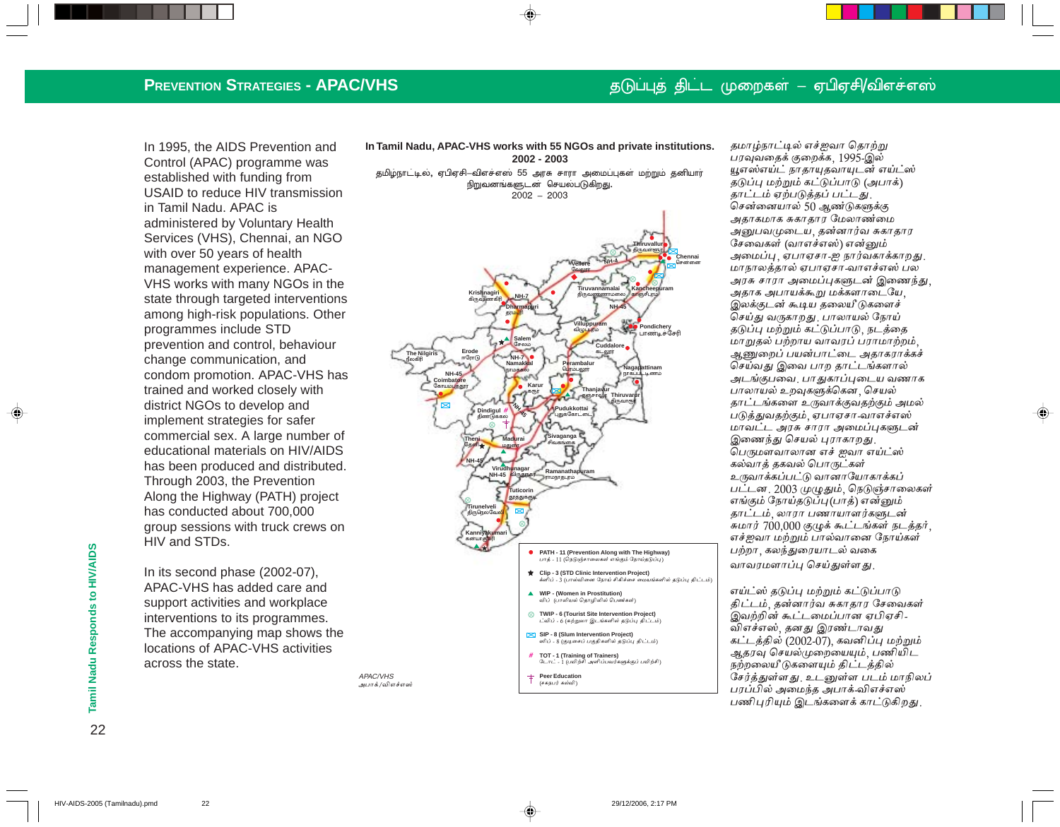## Prevention Strategies - APAC/VHS

## தடுப்புத் திட்ட முறைகள் – ஏபிஏசி/விஎச்எஸ்

In 1995, the AIDS Prevention and Control (APAC) programme was established with funding from USAID to reduce HIV transmission in Tamil Nadu. APAC is administered by Voluntary Health Services (VHS), Chennai, an NGO with over 50 years of health management experience. APAC-VHS works with many NGOs in the state through targeted interventions among high-risk populations. Other programmes include STD prevention and control, behaviour change communication, and condom promotion. APAC-VHS has trained and worked closely with district NGOs to develop and implement strategies for safer commercial sex. A large number of educational materials on HIV/AIDS has been produced and distributed. Through 2003, the Prevention Along the Highway (PATH) project has conducted about 700,000 group sessions with truck crews on HIV and STDs.

In its second phase (2002-07), APAC-VHS has added care and support activities and workplace interventions to its programmes. The accompanying map shows the locations of APAC-VHS activities across the state.

**In Tamil Nadu, APAC-VHS works with 55 NGOs and private institutions. 2002 - 2003**

தமிழ்நாட்டில், ஏபிஏசி–விஎச்எஸ் 55 அரசு சாரா அமைப்புகள் மற்றும் தனியார் நிறுவனங்களுடன் செயல்படுகிறது. 2002 – 2003

- ● PATH - 11 (Prevention Along with The Highway) — பாத் - 11 (நெடுஞ்சாலைகள் எங்கும் நோய்தடுப்பு)
- ★ Clip - 3 (STD Clinic Intervention Project) — க்ளிப் - 3 (பால்வினை நோய் சிகிச்சை மையங்களில் தடுப்பு திட்டம்)
- ▲ WIP - (Women in Prostitution) — விப் (பாலியல் தொழிலில் பெண்கள்)
- ⊗ TWIP - 6 (Tourist Site Intervention Project) — ட்விப் - 6 (சுற்றுலா இடங்களில் தடுப்பு திட்டம்)
- ✉ SIP - 8 (Slum Intervention Project) — ஸிப் - 8 (குடிசைப் பகுதிகளில் தடுப்பு திட்டம்)
- # TOT - 1 (Training of Trainers) — டோட் - 1 (பயிற்சி அளிப்பவர்களுக்குப் பயிற்சி)
- ☨ Peer Education — (சகபர் கல்வி)

APAC/VHS
அபாக்/விஎச்எஸ்

தமிழ்நாட்டில் எச்ஐவா தொற்று பரவுவதைக் குறைக்க, 1995-இல் யூஎஸ்எய்ட் நாதாயுதவாயுடன் எய்ட்ஸ் தடுப்பு மற்றும் கட்டுப்பாடு (அபாக்) தாட்டம் ஏற்படுத்தப் பட்டது. சென்னையால் 50 ஆண்டுகளுக்கு அதாகமாக சுகாதார மேலாண்மை அனுபவமுடைய, தன்னார்வ சுகாதார சேவைகள் (வாஎச்எஸ்) என்னும் அமைப்பு, ஏபாஏசா-ஐ நார்வகாக்காறது. மாநாலத்தால் ஏபாஏசா-வாஎச்எஸ் பல அரசு சாரா அமைப்புகளுடன் இணைந்து, அதாக அபாயக்கூறு மக்களாடையே, இலக்குடன் கூடிய தலையீடுகளைச் செய்து வருகாறது. பாலாயல் நோய் தடுப்பு மற்றும் கட்டுப்பாடு, நடத்தை மாறுதல் பற்றாய வாவரப் பராமாற்றம், ஆணுறைப் பயன்பாட்டை அதாகராக்கச் செய்வது இவை பாற தாட்டங்களால் அடங்குபவை. பாதுகாப்புடைய வணாக பாலாயல் உறவுகளுக்கென, செயல் தாட்டங்களை உருவாக்குவதற்கும் அமல் படுத்துவதற்கும், ஏபாஏசா-வாஎச்எஸ் மாவட்ட அரசு சாரா அமைப்புகளுடன் இணைந்து செயல் புராகாறது. பெருமளவாலான எச் ஐவா எய்ட்ஸ் கல்வாத் தகவல் பொருட்கள் உருவாக்கப்பட்டு வானாயோகாக்கப் பட்டன. 2003 முழுதும், நெடுஞ்சாலைகள் எங்கும் நோய்தடுப்பு (பாத்) என்னும் தாட்டம், லாரா பணாயாளர்களுடன் சுமார் 700,000 குழுக் கூட்டங்கள் நடத்தா, எச்ஐவா மற்றும் பால்வானை நோய்கள் பற்றா, கலந்துரையாடல் வகை வாவரமளாப்பு செய்துள்ளது.

எய்ட்ஸ் தடுப்பு மற்றும் கட்டுப்பாடு திட்டம், தன்னார்வ சுகாதார சேவைகள் இவற்றின் கூட்டமைப்பான ஏபிஏசி-விஎச்எஸ், தனது இரண்டாவது கட்டத்தில் (2002-07), கவனிப்பு மற்றும் ஆதரவு செயல்முறையையும், பணியிட நற்றலையீடுகளையும் திட்டத்தில் சேர்த்துள்ளது. உடனுள்ள படம் மாநிலப் பரப்பில் அமைந்த அபாக்-விஎச்எஸ் பணிபுரியும் இடங்களைக் காட்டுகிறது.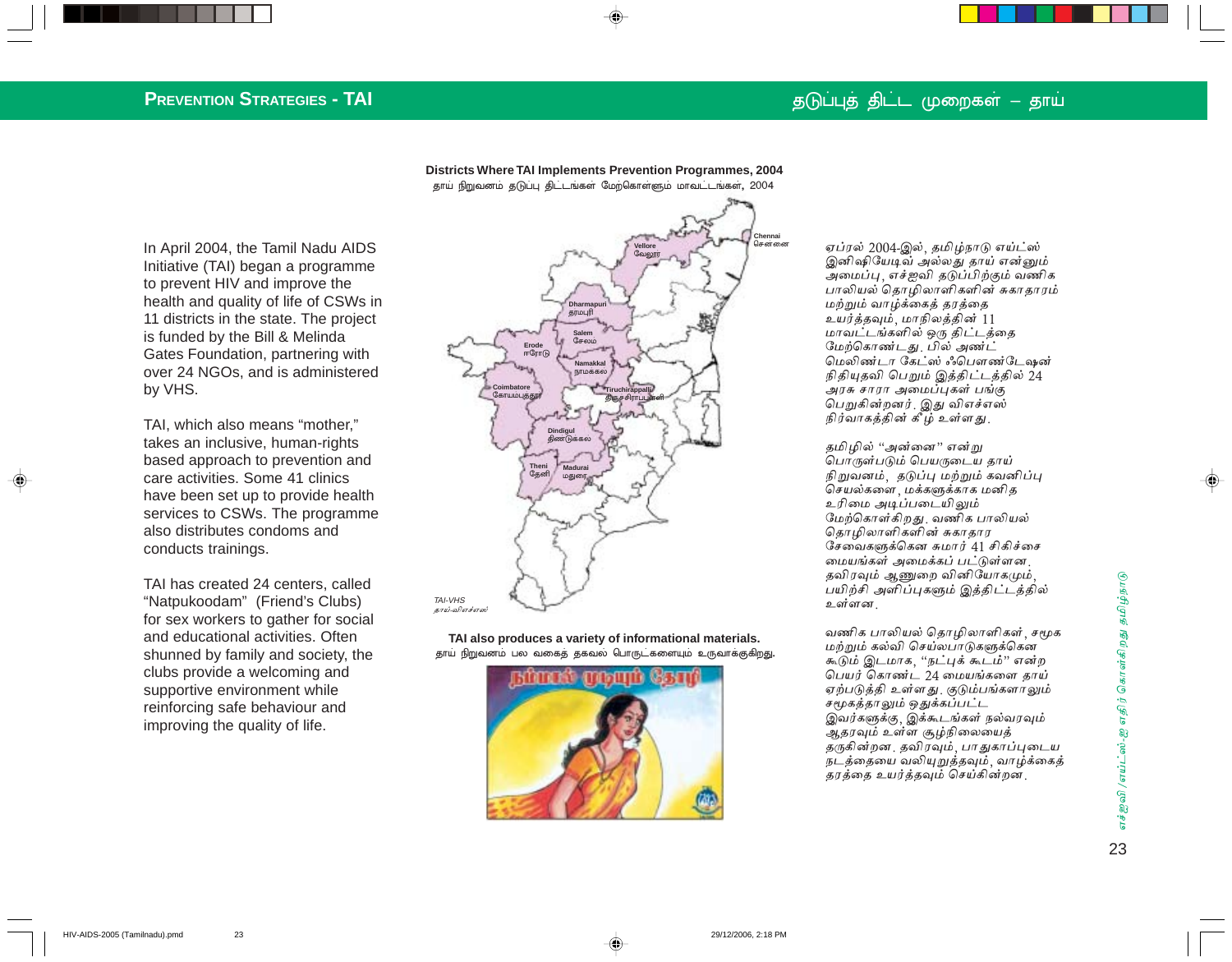## Prevention Strategies - TAI

## தடுப்புத் திட்ட முறைகள் – தாய்

In April 2004, the Tamil Nadu AIDS Initiative (TAI) began a programme to prevent HIV and improve the health and quality of life of CSWs in 11 districts in the state. The project is funded by the Bill & Melinda Gates Foundation, partnering with over 24 NGOs, and is administered by VHS.

TAI, which also means "mother," takes an inclusive, human-rights based approach to prevention and care activities. Some 41 clinics have been set up to provide health services to CSWs. The programme also distributes condoms and conducts trainings.

TAI has created 24 centers, called "Natpukoodam" (Friend's Clubs) for sex workers to gather for social and educational activities. Often shunned by family and society, the clubs provide a welcoming and supportive environment while reinforcing safe behaviour and improving the quality of life.

**Districts Where TAI Implements Prevention Programmes, 2004**

தாய் நிறுவனம் தடுப்பு திட்டங்கள் மேற்கொள்ளும் மாவட்டங்கள், 2004

Chennai சென்னை, Vellore வேலூர், Dharmapuri தருமபுரி, Salem சேலம், Erode ஈரோடு, Namakkal நாமக்கல், Coimbatore கோயம்புத்தூர், Tiruchirappalli திருச்சிராப்பள்ளி, Dindigul திண்டுக்கல், Theni தேனி, Madurai மதுரை

TAI-VHS
தாய்-விஎச்எஸ்

**TAI also produces a variety of informational materials.**

தாய் நிறுவனம் பல வகைத் தகவல் பொருட்களையும் உருவாக்குகிறது.

ஏப்ரல் 2004-இல், தமிழ்நாடு எய்ட்ஸ் இனிஷியேடிவ் அல்லது தாய் என்னும் அமைப்பு, எச்ஐவி தடுப்பிற்கும் வணிக பாலியல் தொழிலாளிகளின் சுகாதாரம் மற்றும் வாழ்க்கைத் தரத்தை உயர்த்தவும், மாநிலத்தின் 11 மாவட்டங்களில் ஒரு திட்டத்தை மேற்கொண்டது. பில் அண்ட் மெலிண்டா கேட்ஸ் ஃபௌண்டேஷன் நிதியுதவி பெறும் இத்திட்டத்தில் 24 அரசு சாரா அமைப்புகள் பங்கு பெறுகின்றனர். இது விஎச்எஸ் நிர்வாகத்தின் கீழ் உள்ளது.

தமிழில் "அன்னை" என்று பொருள்படும் பெயருடைய தாய் நிறுவனம், தடுப்பு மற்றும் கவனிப்பு செயல்களை, மக்களுக்காக மனித உரிமை அடிப்படையிலும் மேற்கொள்கிறது. வணிக பாலியல் தொழிலாளிகளின் சுகாதார சேவைகளுக்கென சுமார் 41 சிகிச்சை மையங்கள் அமைக்கப் பட்டுள்ளன. தவிரவும் ஆணுறை வினியோகமும், பயிற்சி அளிப்புகளும் இத்திட்டத்தில் உள்ளன.

வணிக பாலியல் தொழிலாளிகள், சமூக மற்றும் கல்வி செயல்பாடுகளுக்கென கூடும் இடமாக, "நட்புக் கூடம்" என்ற பெயர் கொண்ட 24 மையங்களை தாய் ஏற்படுத்தி உள்ளது. குடும்பங்களாலும் சமூகத்தாலும் ஒதுக்கப்பட்ட இவர்களுக்கு, இக்கூடங்கள் நல்வரவும் ஆதரவும் உள்ள சூழ்நிலையைத் தருகின்றன. தவிரவும், பாதுகாப்புடைய நடத்தையை வலியுறுத்தவும், வாழ்க்கைத் தரத்தை உயர்த்தவும் செய்கின்றன.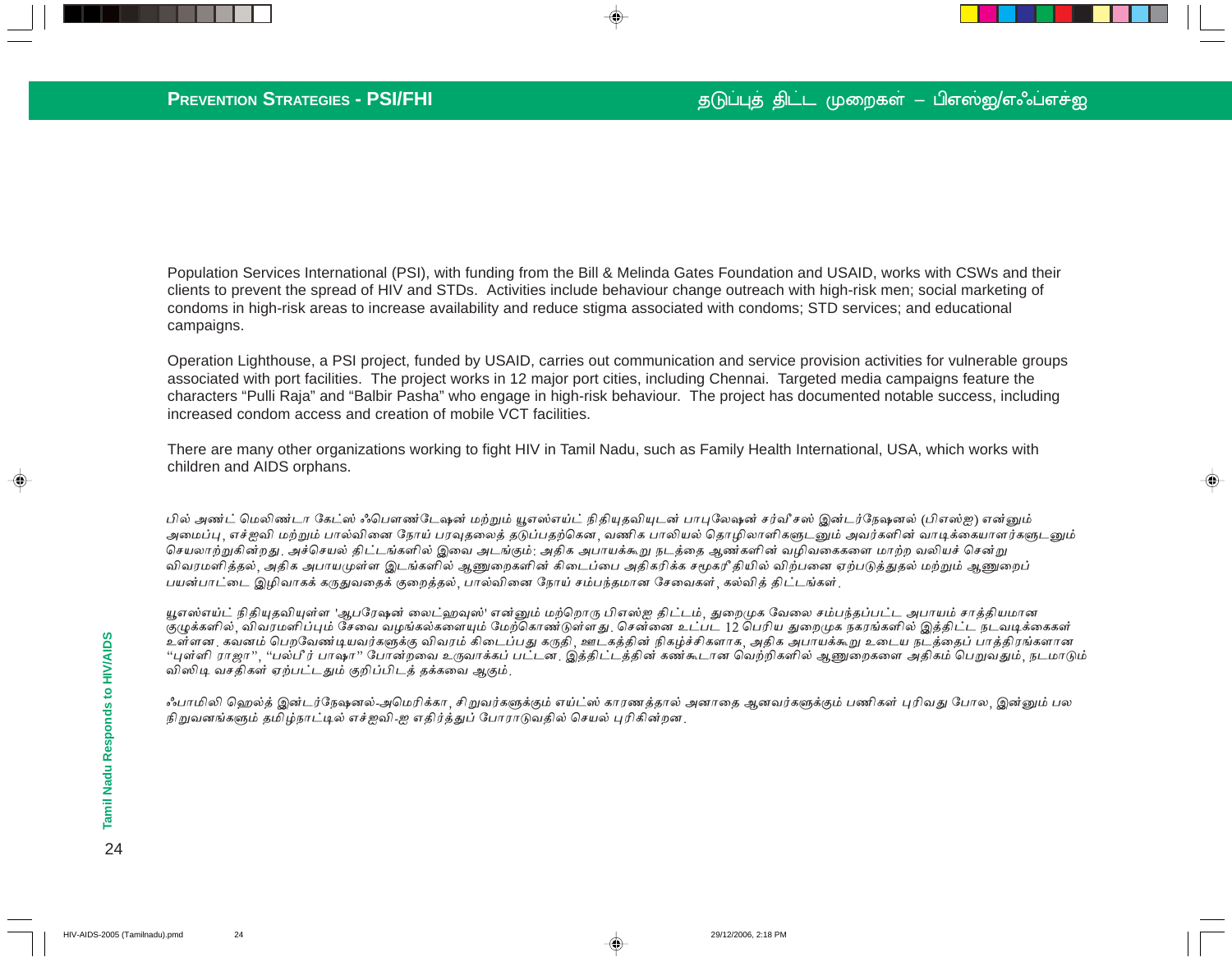## PREVENTION STRATEGIES - PSI/FHI

## தடுப்புத் திட்ட முறைகள் – பிஎஸ்ஐ/எஃப்எச்ஐ

Population Services International (PSI), with funding from the Bill & Melinda Gates Foundation and USAID, works with CSWs and their clients to prevent the spread of HIV and STDs. Activities include behaviour change outreach with high-risk men; social marketing of condoms in high-risk areas to increase availability and reduce stigma associated with condoms; STD services; and educational campaigns.

Operation Lighthouse, a PSI project, funded by USAID, carries out communication and service provision activities for vulnerable groups associated with port facilities. The project works in 12 major port cities, including Chennai. Targeted media campaigns feature the characters "Pulli Raja" and "Balbir Pasha" who engage in high-risk behaviour. The project has documented notable success, including increased condom access and creation of mobile VCT facilities.

There are many other organizations working to fight HIV in Tamil Nadu, such as Family Health International, USA, which works with children and AIDS orphans.

பில் அண்ட் மெலிண்டா கேட்ஸ் ஃபௌண்டேஷன் மற்றும் யூஎஸ்எய்ட் நிதியுதவியுடன் பாபுலேஷன் சர்வீசஸ் இன்டர்நேஷனல் (பிஎஸ்ஐ) என்னும் அமைப்பு, எச்ஐவி மற்றும் பால்வினை நோய் பரவுதலைத் தடுப்பதற்கென, வணிக பாலியல் தொழிலாளிகளுடனும் அவர்களின் வாடிக்கையாளர்களுடனும் செயலாற்றுகின்றது. அச்செயல் திட்டங்களில் இவை அடங்கும்: அதிக அபாயக்கூறு நடத்தை ஆண்களின் வழிவகைகளை மாற்ற வலியச் சென்று விவரமளித்தல், அதிக அபாயமுள்ள இடங்களில் ஆணுறைகளின் கிடைப்பை அதிகரிக்க சமூகரீதியில் விற்பனை ஏற்படுத்துதல் மற்றும் ஆணுறைப் பயன்பாட்டை இழிவாகக் கருதுவதைக் குறைத்தல், பால்வினை நோய் சம்பந்தமான சேவைகள், கல்வித் திட்டங்கள்.

யூஎஸ்எய்ட் நிதியுதவியுள்ள 'ஆபரேஷன் லைட்ஹவுஸ்' என்னும் மற்றொரு பிஎஸ்ஐ திட்டம், துறைமுக வேலை சம்பந்தப்பட்ட அபாயம் சாத்தியமான குழுக்களில், விவரமளிப்பும் சேவை வழங்கல்களையும் மேற்கொண்டுள்ளது. சென்னை உட்பட 12 பெரிய துறைமுக நகரங்களில் இத்திட்ட நடவடிக்கைகள் உள்ளன. கவனம் பெறவேண்டியவர்களுக்கு விவரம் கிடைப்பது கருதி, ஊடகத்தின் நிகழ்ச்சிகளாக, அதிக அபாயக்கூறு உடைய நடத்தைப் பாத்திரங்களான "புள்ளி ராஜா", "பல்பீர் பாஷா" போன்றவை உருவாக்கப் பட்டன. இத்திட்டத்தின் கண்கூடான வெற்றிகளில் ஆணுறைகளை அதிகம் பெறுவதும், நடமாடும் விசிடி வசதிகள் ஏற்பட்டதும் குறிப்பிடத் தக்கவை ஆகும்.

ஃபாமிலி ஹெல்த் இன்டர்நேஷனல்-அமெரிக்கா, சிறுவர்களுக்கும் எய்ட்ஸ் காரணத்தால் அனாதை ஆனவர்களுக்கும் பணிகள் புரிவது போல, இன்னும் பல நிறுவனங்களும் தமிழ்நாட்டில் எச்ஐவி-ஐ எதிர்த்துப் போராடுவதில் செயல் புரிகின்றன.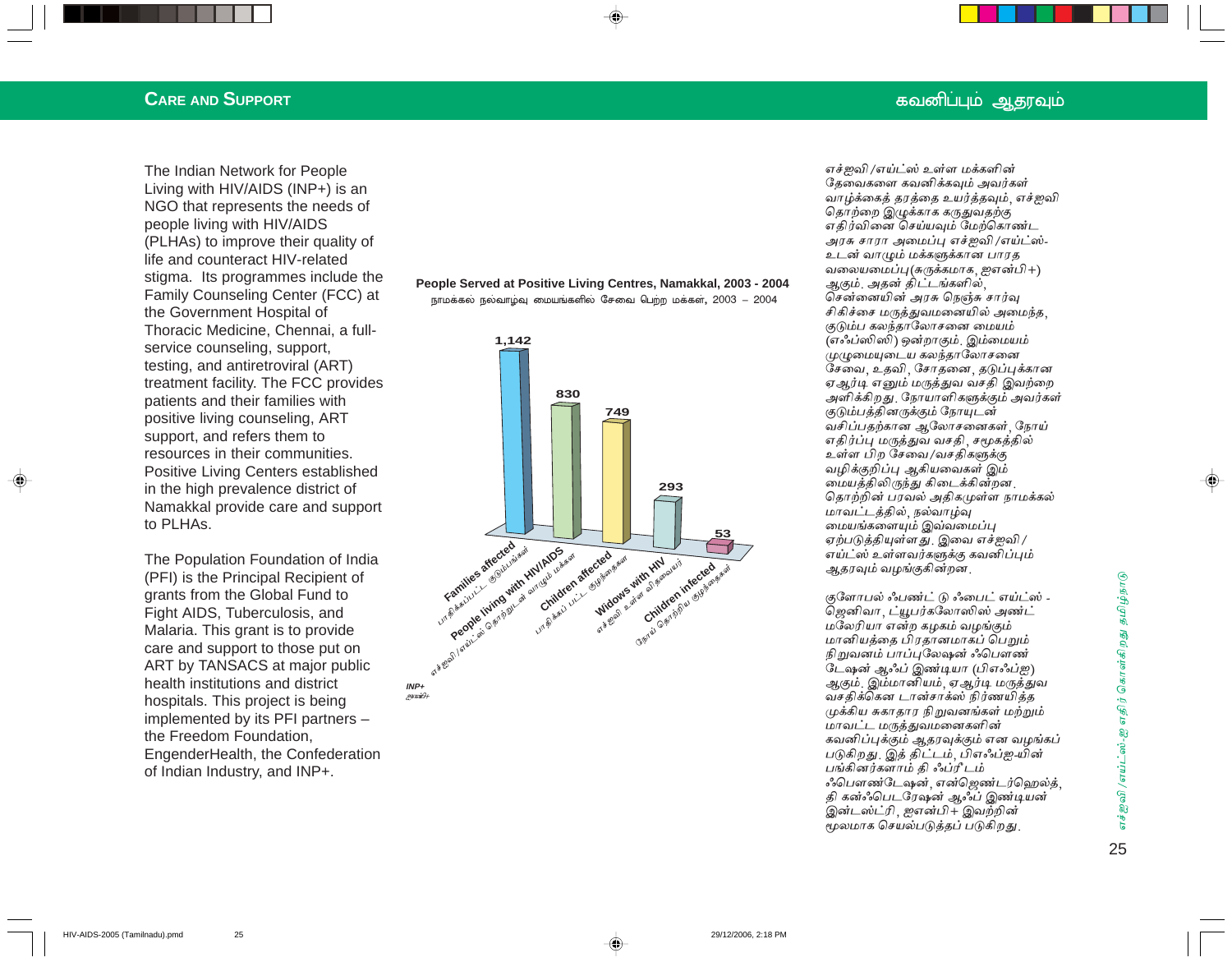## Care and Support

## கவனிப்பும் ஆதரவும்

The Indian Network for People Living with HIV/AIDS (INP+) is an NGO that represents the needs of people living with HIV/AIDS (PLHAs) to improve their quality of life and counteract HIV-related stigma. Its programmes include the Family Counseling Center (FCC) at the Government Hospital of Thoracic Medicine, Chennai, a full-service counseling, support, testing, and antiretroviral (ART) treatment facility. The FCC provides patients and their families with positive living counseling, ART support, and refers them to resources in their communities. Positive Living Centers established in the high prevalence district of Namakkal provide care and support to PLHAs.

The Population Foundation of India (PFI) is the Principal Recipient of grants from the Global Fund to Fight AIDS, Tuberculosis, and Malaria. This grant is to provide care and support to those put on ART by TANSACS at major public health institutions and district hospitals. This project is being implemented by its PFI partners – the Freedom Foundation, EngenderHealth, the Confederation of Indian Industry, and INP+.

**People Served at Positive Living Centres, Namakkal, 2003 - 2004**

நாமக்கல் நல்வாழ்வு மையங்களில் சேவை பெற்ற மக்கள், 2003 – 2004

| Category | Number |
|---|---|
| Families affected / பாதிக்கப்பட்ட குடும்பங்கள் | 1,142 |
| People living with HIV/AIDS / எச்ஐவி/எய்ட்ஸ் தொற்றுடன் வாழும் மக்கள் | 830 |
| Children affected / பாதிக்கப் பட்ட குழந்தைகள் | 749 |
| Widows with HIV / எச்ஐவி உள்ள விதவையர் | 293 |
| Children infected / நோய் தொற்றிய குழந்தைகள் | 53 |

INP+
ஐஎன்பி+

எச்ஐவி/எய்ட்ஸ் உள்ள மக்களின் தேவைகளை கவனிக்கவும் அவர்கள் வாழ்க்கைத் தரத்தை உயர்த்தவும், எச்ஐவி தொற்றை இழுக்காக கருதுவதற்கு எதிர்வினை செய்யவும் மேற்கொண்ட அரசு சாரா அமைப்பு எச்ஐவி/எய்ட்ஸ்-உடன் வாழும் மக்களுக்கான பாரத வலையமைப்பு(சுருக்கமாக, ஐஎன்பி+) ஆகும். அதன் திட்டங்களில், சென்னையின் அரசு நெஞ்சு சார்வு சிகிச்சை மருத்துவமனையில் அமைந்த, குடும்ப கலந்தாலோசனை மையம் (எஃப்சிசி) ஒன்றாகும். இம்மையம் முழுமையுடைய கலந்தாலோசனை சேவை, உதவி, சோதனை, தடுப்புக்கான ஏஆர்டி எனும் மருத்துவ வசதி இவற்றை அளிக்கிறது. நோயாளிகளுக்கும் அவர்கள் குடும்பத்தினருக்கும் நோயுடன் வசிப்பதற்கான ஆலோசனைகள், நோய் எதிர்ப்பு மருத்துவ வசதி, சமூகத்தில் உள்ள பிற சேவை/வசதிகளுக்கு வழிக்குறிப்பு ஆகியவைகள் இம் மையத்திலிருந்து கிடைக்கின்றன. தொற்றின் பரவல் அதிகமுள்ள நாமக்கல் மாவட்டத்தில், நல்வாழ்வு மையங்களையும் இவ்வமைப்பு ஏற்படுத்தியுள்ளது. இவை எச்ஐவி/ எய்ட்ஸ் உள்ளவர்களுக்கு கவனிப்பும் ஆதரவும் வழங்குகின்றன.

குளோபல் ஃபண்ட் டு ஃபைட் எய்ட்ஸ் - ஜெனிவா, ட்யூபர்கலோஸிஸ் அண்ட் மலேரியா என்ற கழகம் வழங்கும் மானியத்தை பிரதானமாகப் பெறும் நிறுவனம் பாப்புலேஷன் ஃபௌண்டேஷன் ஆஃப் இண்டியா (பிஎஃப்ஐ) ஆகும். இம்மானியம், ஏஆர்டி மருத்துவ வசதிக்கென டான்சாக்ஸ் நிர்ணயித்த முக்கிய சுகாதார நிறுவனங்கள் மற்றும் மாவட்ட மருத்துவமனைகளின் கவனிப்புக்கும் ஆதரவுக்கும் என வழங்கப் படுகிறது. இத் திட்டம், பிஎஃப்ஐ-யின் பங்கினர்களாம் தி ஃப்ரீடம் ஃபௌண்டேஷன், என்ஜெண்டர்ஹெல்த், தி கன்ஃபெடரேஷன் ஆஃப் இண்டியன் இன்டஸ்ட்ரி, ஐஎன்பி+ இவற்றின் மூலமாக செயல்படுத்தப் படுகிறது.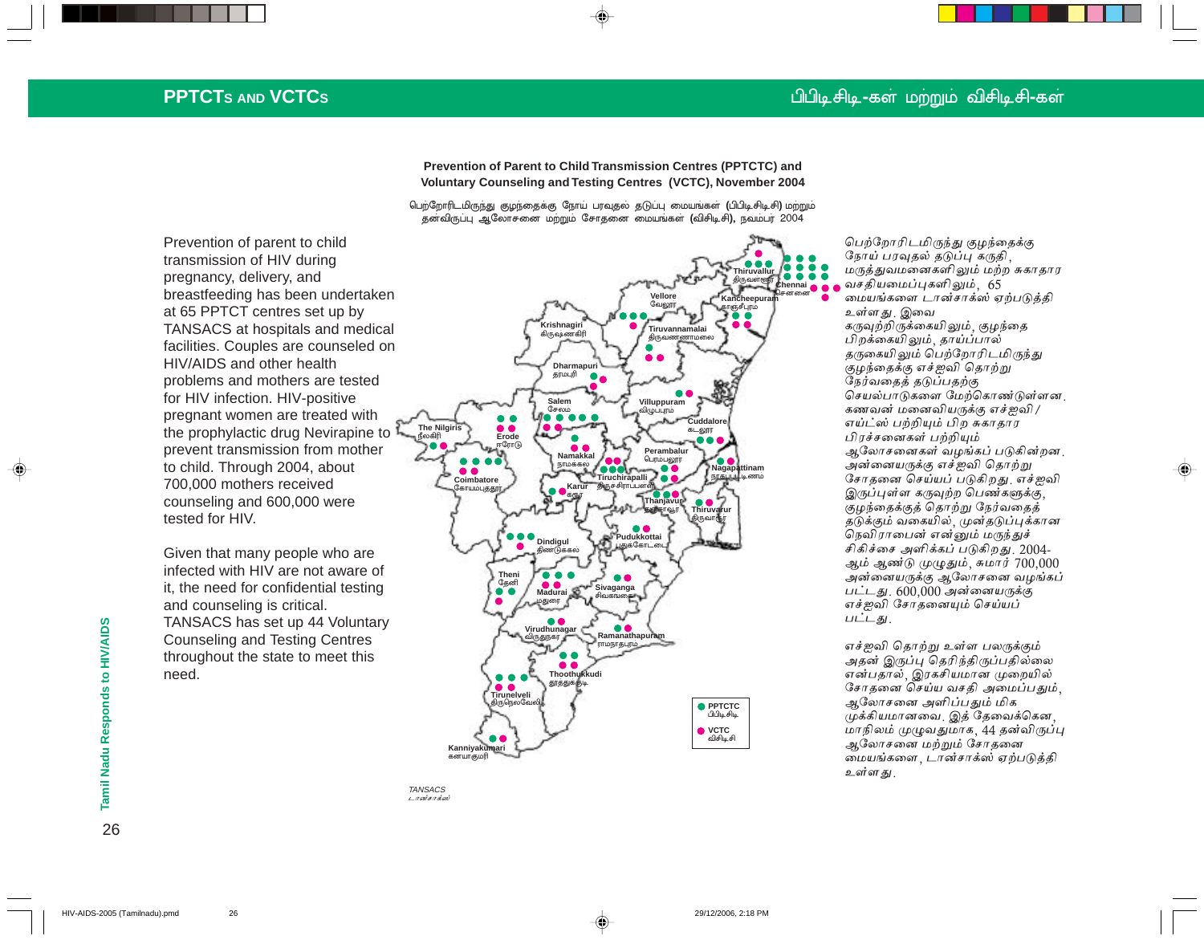# PPTCTs AND VCTCs

# பிபிடிசிடி-கள் மற்றும் விசிடிசி-கள்

**Prevention of Parent to Child Transmission Centres (PPTCTC) and Voluntary Counseling and Testing Centres (VCTC), November 2004**

பெற்றோரிடமிருந்து குழந்தைக்கு நோய் பரவுதல் தடுப்பு மையங்கள் (பிபிடிசிடிசி) மற்றும் தன்விருப்பு ஆலோசனை மற்றும் சோதனை மையங்கள் (விசிடிசி), நவம்பர் 2004

Prevention of parent to child transmission of HIV during pregnancy, delivery, and breastfeeding has been undertaken at 65 PPTCT centres set up by TANSACS at hospitals and medical facilities. Couples are counseled on HIV/AIDS and other health problems and mothers are tested for HIV infection. HIV-positive pregnant women are treated with the prophylactic drug Nevirapine to prevent transmission from mother to child. Through 2004, about 700,000 mothers received counseling and 600,000 were tested for HIV.

Given that many people who are infected with HIV are not aware of it, the need for confidential testing and counseling is critical. TANSACS has set up 44 Voluntary Counseling and Testing Centres throughout the state to meet this need.

Thiruvallur திருவள்ளூர் · Chennai சென்னை · Vellore வேலூர் · Kancheepuram காஞ்சிபுரம் · Krishnagiri கிருஷ்ணகிரி · Tiruvannamalai திருவண்ணாமலை · Dharmapuri தருமபுரி · Salem சேலம் · Villuppuram விழுப்புரம் · The Nilgiris நீலகிரி · Erode ஈரோடு · Cuddalore கடலூர் · Namakkal நாமக்கல் · Perambalur பெரம்பலூர் · Coimbatore கோயம்புத்தூர் · Tiruchirapalli திருச்சிராப்பள்ளி · Nagapattinam நாகப்பட்டினம் · Karur கரூர் · Thanjavur தஞ்சாவூர் · Thiruvarur திருவாரூர் · Pudukkottai புதுக்கோட்டை · Dindigul திண்டுக்கல் · Theni தேனி · Madurai மதுரை · Sivaganga சிவகங்கை · Virudhunagar விருதுநகர் · Ramanathapuram ராமநாதபுரம் · Thoothukkudi தூத்துக்குடி · Tirunelveli திருநெல்வேலி · Kanniyakumari கன்னியாகுமரி

● PPTCTC பிபிடிசிடி
● VCTC விசிடிசி

TANSACS
டான்சாக்ஸ்

பெற்றோரிடமிருந்து குழந்தைக்கு நோய் பரவுதல் தடுப்பு கருதி, மருத்துவமனைகளிலும் மற்ற சுகாதார வசதியமைப்புகளிலும், 65 மையங்களை டான்சாக்ஸ் ஏற்படுத்தி உள்ளது. இவை கருவுற்றிருக்கையிலும், குழந்தை பிறக்கையிலும், தாய்ப்பால் தருகையிலும் பெற்றோரிடமிருந்து குழந்தைக்கு எச்ஐவி தொற்று நேர்வதைத் தடுப்பதற்கு செயல்பாடுகளை மேற்கொண்டுள்ளன. கணவன் மனைவியருக்கு எச்ஐவி/எய்ட்ஸ் பற்றியும் பிற சுகாதார பிரச்சனைகள் பற்றியும் ஆலோசனைகள் வழங்கப் படுகின்றன. அன்னையருக்கு எச்ஐவி தொற்று சோதனை செய்யப் படுகிறது. எச்ஐவி இருப்புள்ள கருவுற்ற பெண்களுக்கு, குழந்தைக்குத் தொற்று நேர்வதைத் தடுக்கும் வகையில், முன்தடுப்புக்கான நெவிராபைன் என்னும் மருந்துச் சிகிச்சை அளிக்கப் படுகிறது. 2004-ஆம் ஆண்டு முழுதும், சுமார் 700,000 அன்னையருக்கு ஆலோசனை வழங்கப் பட்டது. 600,000 அன்னையருக்கு எச்ஐவி சோதனையும் செய்யப் பட்டது.

எச்ஐவி தொற்று உள்ள பலருக்கும் அதன் இருப்பு தெரிந்திருப்பதில்லை என்பதால், இரகசியமான முறையில் சோதனை செய்ய வசதி அமைப்பதும், ஆலோசனை அளிப்பதும் மிக முக்கியமானவை. இத் தேவைக்கென, மாநிலம் முழுவதுமாக, 44 தன்விருப்பு ஆலோசனை மற்றும் சோதனை மையங்களை, டான்சாக்ஸ் ஏற்படுத்தி உள்ளது.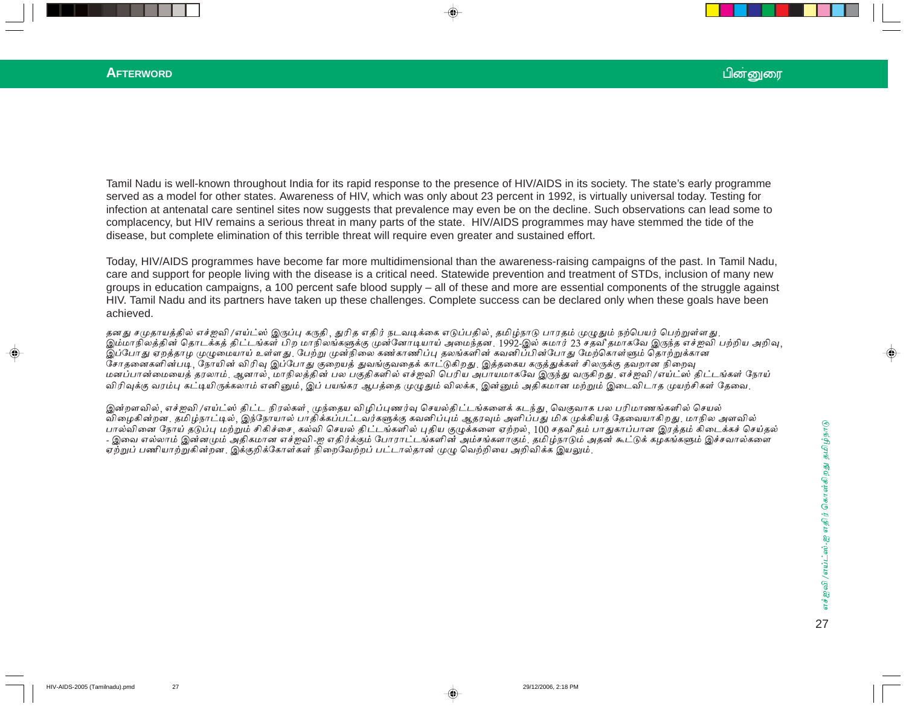## AFTERWORD

## பின்னுரை

Tamil Nadu is well-known throughout India for its rapid response to the presence of HIV/AIDS in its society. The state's early programme served as a model for other states. Awareness of HIV, which was only about 23 percent in 1992, is virtually universal today. Testing for infection at antenatal care sentinel sites now suggests that prevalence may even be on the decline. Such observations can lead some to complacency, but HIV remains a serious threat in many parts of the state. HIV/AIDS programmes may have stemmed the tide of the disease, but complete elimination of this terrible threat will require even greater and sustained effort.

Today, HIV/AIDS programmes have become far more multidimensional than the awareness-raising campaigns of the past. In Tamil Nadu, care and support for people living with the disease is a critical need. Statewide prevention and treatment of STDs, inclusion of many new groups in education campaigns, a 100 percent safe blood supply – all of these and more are essential components of the struggle against HIV. Tamil Nadu and its partners have taken up these challenges. Complete success can be declared only when these goals have been achieved.

தனது சமுதாயத்தில் எச்ஐவி/எய்ட்ஸ் இருப்பு கருதி, துரித எதிர் நடவடிக்கை எடுப்பதில், தமிழ்நாடு பாரதம் முழுதும் நற்பெயர் பெற்றுள்ளது. இம்மாநிலத்தின் தொடக்கத் திட்டங்கள் பிற மாநிலங்களுக்கு முன்னோடியாய் அமைந்தன. 1992-இல் சுமார் 23 சதவீதமாகவே இருந்த எச்ஐவி பற்றிய அறிவு, இப்போது ஏறத்தாழ முழுமையாய் உள்ளது. பேற்று முன்நிலை கண்காணிப்பு தலங்களின் கவனிப்பின்போது மேற்கொள்ளும் தொற்றுக்கான சோதனைகளின்படி, நோயின் விரிவு இப்போது குறையத் துவங்குவதைக் காட்டுகிறது. இத்தகைய கருத்துக்கள் சிலருக்கு தவறான நிறைவு மனப்பான்மையைத் தரலாம். ஆனால், மாநிலத்தின் பல பகுதிகளில் எச்ஐவி பெரிய அபாயமாகவே இருந்து வருகிறது. எச்ஐவி/எய்ட்ஸ் திட்டங்கள் நோய் விரிவுக்கு வரம்பு கட்டியிருக்கலாம் எனினும், இப் பயங்கர ஆபத்தை முழுதும் விலக்க, இன்னும் அதிகமான மற்றும் இடைவிடாத முயற்சிகள் தேவை.

இன்றளவில், எச்ஐவி/எய்ட்ஸ் திட்ட நிரல்கள், முந்தைய விழிப்புணர்வு செயல்திட்டங்களைக் கடந்து, வெகுவாக பல பரிமாணங்களில் செயல் விளைகின்றன. தமிழ்நாட்டில், இந்நோயால் பாதிக்கப்பட்டவர்களுக்கு கவனிப்பும் ஆதரவும் அளிப்பது மிக முக்கியத் தேவையாகிறது. மாநில அளவில் பால்வினை நோய் தடுப்பு மற்றும் சிகிச்சை, கல்வி செயல் திட்டங்களில் புதிய குழுக்களை ஏற்றல், 100 சதவீதம் பாதுகாப்பான இரத்தம் கிடைக்கச் செய்தல் - இவை எல்லாம் இன்னமும் அதிகமான எச்ஐவி-ஐ எதிர்க்கும் போராட்டங்களின் அம்சங்களாகும். தமிழ்நாடும் அதன் கூட்டுக் கழகங்களும் இச்சவால்களை ஏற்றுப் பணியாற்றுகின்றன. இக்குறிக்கோள்கள் நிறைவேற்றப் பட்டால்தான் முழு வெற்றியை அறிவிக்க இயலும்.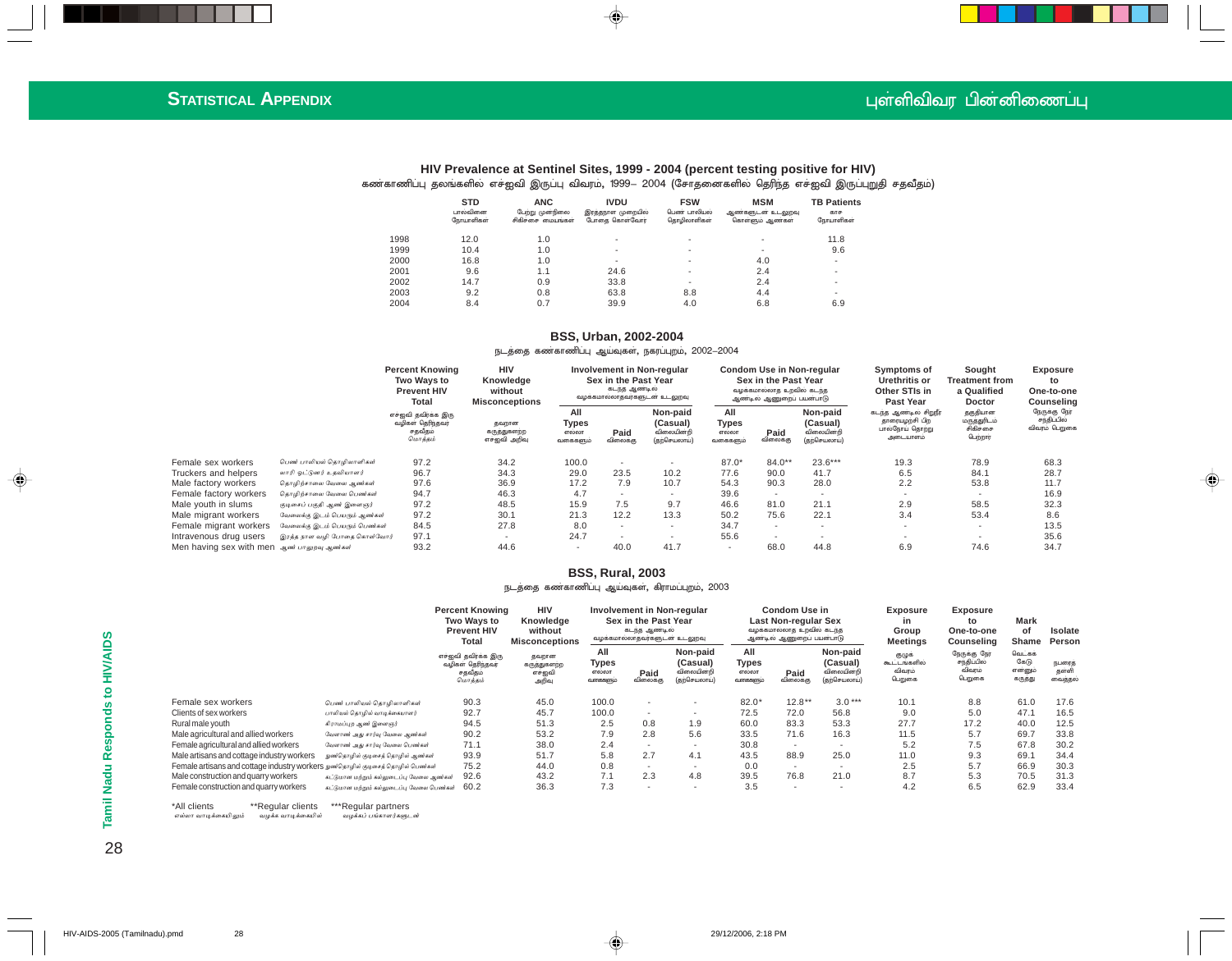## STATISTICAL APPENDIX

## புள்ளிவிவர பின்னிணைப்பு

### HIV Prevalence at Sentinel Sites, 1999 - 2004 (percent testing positive for HIV)

கண்காணிப்பு தலங்களில் எச்ஐவி இருப்பு விவரம், 1999– 2004 (சோதனைகளில் தெரிந்த எச்ஐவி இருப்புறுதி சதவீதம்)

| | STD பால்வினை நோயாளிகள் | ANC பேறு முன்நிலை சிகிச்சை மையங்கள் | IVDU இரத்தநாள முறையில் போதை கொள்வோர் | FSW பெண் பாலியல் தொழிலாளிகள் | MSM ஆண்களுடன் உடலுறவு கொள்ளும் ஆண்கள் | TB Patients காச நோயாளிகள் |
|---|---|---|---|---|---|---|
| 1998 | 12.0 | 1.0 | - | - | - | 11.8 |
| 1999 | 10.4 | 1.0 | - | - | - | 9.6 |
| 2000 | 16.8 | 1.0 | - | - | 4.0 | - |
| 2001 | 9.6 | 1.1 | 24.6 | - | 2.4 | - |
| 2002 | 14.7 | 0.9 | 33.8 | - | 2.4 | - |
| 2003 | 9.2 | 0.8 | 63.8 | 8.8 | 4.4 | - |
| 2004 | 8.4 | 0.7 | 39.9 | 4.0 | 6.8 | 6.9 |

### BSS, Urban, 2002-2004

நடத்தை கண்காணிப்பு ஆய்வுகள், நகரப்புறம், 2002–2004

| | | Percent Knowing Two Ways to Prevent HIV Total எச்ஐவி தவிர்க்க இரு வழிகள் தெரிந்தவர் சதவீதம் மொத்தம் | HIV Knowledge without Misconceptions தவறான கருத்துகளற்ற எச்ஐவி அறிவு | Involvement in Non-regular Sex in the Past Year கடந்த ஆண்டில வழக்கமல்லாதவர்களுடன் உடலுறவு | | | Condom Use in Non-regular Sex in the Past Year வழக்கமல்லாத உறவில் கடந்த ஆண்டில் ஆணுறை பயன்பாடு | | | Symptoms of Urethritis or Other STIs in Past Year கடந்த ஆண்டில் சிறுநீர் தாரையழற்சி பிற பால்நோய் தொற்று அடையாளம் | Sought Treatment from a Qualified Doctor தகுதியான மருத்துவரிடம் சிகிச்சை பெற்றோர் | Exposure to One-to-one Counseling நேருக்கு நேர் சந்திப்பில் விவரம் பெறுகை |
|---|---|---|---|---|---|---|---|---|---|---|---|---|
| | | | | All Types எல்லா வகைகளும் | Paid விலைக்கு | Non-paid (Casual) விலையின்றி (தற்செயலாய்) | All Types எல்லா வகைகளும் | Paid விலைக்கு | Non-paid (Casual) விலையின்றி (தற்செயலாய்) | | | |
| Female sex workers | பெண் பாலியல் தொழிலாளிகள் | 97.2 | 34.2 | 100.0 | - | - | 87.0* | 84.0** | 23.6*** | 19.3 | 78.9 | 68.3 |
| Truckers and helpers | லாரி ஓட்டுநர் உதவியாளர் | 96.7 | 34.3 | 29.0 | 23.5 | 10.2 | 77.6 | 90.0 | 41.7 | 6.5 | 84.1 | 28.7 |
| Male factory workers | தொழிற்சாலை வேலை ஆண்கள் | 97.6 | 36.9 | 17.2 | 7.9 | 10.7 | 54.3 | 90.3 | 28.0 | 2.2 | 53.8 | 11.7 |
| Female factory workers | தொழிற்சாலை வேலை பெண்கள் | 94.7 | 46.3 | 4.7 | - | - | 39.6 | - | - | - | - | 16.9 |
| Male youth in slums | குடிசைப் பகுதி ஆண் இளைஞர் | 97.2 | 48.5 | 15.9 | 7.5 | 9.7 | 46.6 | 81.0 | 21.1 | 2.9 | 58.5 | 32.3 |
| Male migrant workers | வேலைக்கு இடம் பெயரும் ஆண்கள் | 97.2 | 30.1 | 21.3 | 12.2 | 13.3 | 50.2 | 75.6 | 22.1 | 3.4 | 53.4 | 8.6 |
| Female migrant workers | வேலைக்கு இடம் பெயரும் பெண்கள் | 84.5 | 27.8 | 8.0 | - | - | 34.7 | - | - | - | - | 13.5 |
| Intravenous drug users | இரத்த நாள வழி போதை கொள்வோர் | 97.1 | - | 24.7 | - | - | 55.6 | - | - | - | - | 35.6 |
| Men having sex with men | ஆண் பாலுறவு ஆண்கள் | 93.2 | 44.6 | - | 40.0 | 41.7 | - | 68.0 | 44.8 | 6.9 | 74.6 | 34.7 |

### BSS, Rural, 2003

நடத்தை கண்காணிப்பு ஆய்வுகள், கிராமப்புறம், 2003

| | | Percent Knowing Two Ways to Prevent HIV Total எச்ஐவி தவிர்க்க இரு வழிகள் தெரிந்தவர் சதவீதம் மொத்தம் | HIV Knowledge without Misconceptions தவறான கருத்துகளற்ற எச்ஐவி அறிவு | Involvement in Non-regular Sex in the Past Year கடந்த ஆண்டில வழக்கமல்லாதவர்களுடன் உடலுறவு | | | Condom Use in Last Non-regular Sex வழக்கமல்லாத உறவில் கடந்த ஆண்டில் ஆணுறை பயன்பாடு | | | Exposure in Group Meetings குழுக் கூட்டங்களில் விவரம் பெறுகை | Exposure to One-to-one Counseling நேருக்கு நேர் சந்திப்பில் விவரம் பெறுகை | Mark of Shame வெட்கக் கேடு என்னும் கருத்து | Isolate Person நபரைத் தனி வைத்தல் |
|---|---|---|---|---|---|---|---|---|---|---|---|---|---|
| | | | | All Types எல்லா வகைகளும் | Paid விலைக்கு | Non-paid (Casual) விலையின்றி (தற்செயலாய்) | All Types எல்லா வகைகளும் | Paid விலைக்கு | Non-paid (Casual) விலையின்றி (தற்செயலாய்) | | | | |
| Female sex workers | பெண் பாலியல் தொழிலாளிகள் | 90.3 | 45.0 | 100.0 | - | - | 82.0* | 12.8** | 3.0*** | 10.1 | 8.8 | 61.0 | 17.6 |
| Clients of sex workers | பாலியல் தொழில் வாடிக்கையாளர் | 92.7 | 45.7 | 100.0 | - | - | 72.5 | 72.0 | 56.8 | 9.0 | 5.0 | 47.1 | 16.5 |
| Rural male youth | கிராமப்புற ஆண் இளைஞர் | 94.5 | 51.3 | 2.5 | 0.8 | 1.9 | 60.0 | 83.3 | 53.3 | 27.7 | 17.2 | 40.0 | 12.5 |
| Male agricultural and allied workers | வேளாண் அது சார்வு வேலை ஆண்கள் | 90.2 | 53.2 | 7.9 | 2.8 | 5.6 | 33.5 | 71.6 | 16.3 | 11.5 | 5.7 | 69.7 | 33.8 |
| Female agricultural and allied workers | வேளாண் அது சார்வு வேலை பெண்கள் | 71.1 | 38.0 | 2.4 | - | - | 30.8 | - | - | 5.2 | 7.5 | 67.8 | 30.2 |
| Male artisans and cottage industry workers | துணைதொழில் குடிசைத் தொழில் ஆண்கள் | 93.9 | 51.7 | 5.8 | 2.7 | 4.1 | 43.5 | 88.9 | 25.0 | 11.0 | 9.3 | 69.1 | 34.4 |
| Female artisans and cottage industry workers | துணைதொழில் குடிசைத் தொழில் பெண்கள் | 75.2 | 44.0 | 0.8 | - | - | 0.0 | - | - | 2.5 | 5.7 | 66.9 | 30.3 |
| Male construction and quarry workers | கட்டுமான மற்றும் கல்லுடைப்பு வேலை ஆண்கள் | 92.6 | 43.2 | 7.1 | 2.3 | 4.8 | 39.5 | 76.8 | 21.0 | 8.7 | 5.3 | 70.5 | 31.3 |
| Female construction and quarry workers | கட்டுமான மற்றும் கல்லுடைப்பு வேலை பெண்கள் | 60.2 | 36.3 | 7.3 | - | - | 3.5 | - | - | 4.2 | 6.5 | 62.9 | 33.4 |

*All clients எல்லா வாடிக்கையாளரும்  **Regular clients வழக்க வாடிக்கையாளர்  ***Regular partners வழக்கப் பங்காளர்களுடன்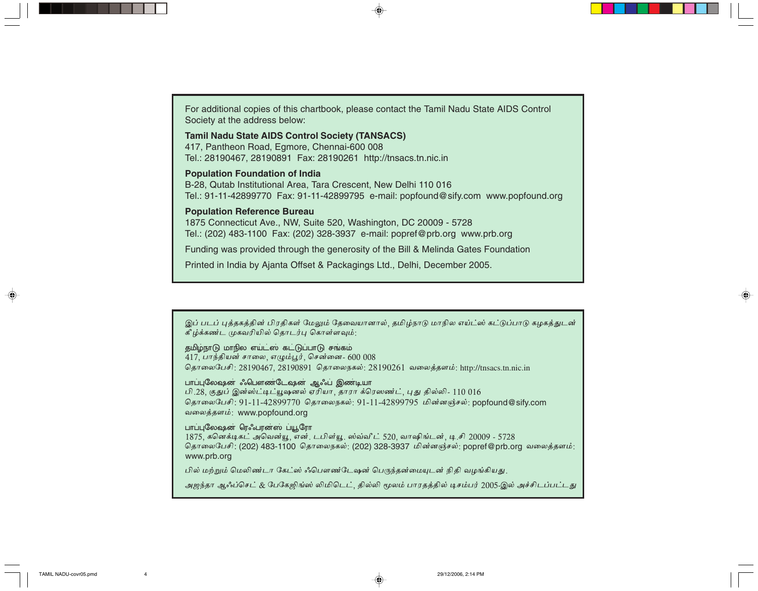For additional copies of this chartbook, please contact the Tamil Nadu State AIDS Control Society at the address below:

**Tamil Nadu State AIDS Control Society (TANSACS)**
417, Pantheon Road, Egmore, Chennai-600 008
Tel.: 28190467, 28190891 Fax: 28190261 http://tnsacs.tn.nic.in

**Population Foundation of India**
B-28, Qutab Institutional Area, Tara Crescent, New Delhi 110 016
Tel.: 91-11-42899770 Fax: 91-11-42899795 e-mail: popfound@sify.com www.popfound.org

**Population Reference Bureau**
1875 Connecticut Ave., NW, Suite 520, Washington, DC 20009 - 5728
Tel.: (202) 483-1100 Fax: (202) 328-3937 e-mail: popref@prb.org www.prb.org

Funding was provided through the generosity of the Bill & Melinda Gates Foundation

Printed in India by Ajanta Offset & Packagings Ltd., Delhi, December 2005.

---

இப் படப் புத்தகத்தின் பிரதிகள் மேலும் தேவையானால், தமிழ்நாடு மாநில எய்ட்ஸ் கட்டுப்பாடு கழகத்துடன் கீழ்க்கண்ட முகவரியில் தொடர்பு கொள்ளவும்:

**தமிழ்நாடு மாநில எய்ட்ஸ் கட்டுப்பாடு சங்கம்**
417, பாந்தியன் சாலை, எழும்பூர், சென்னை- 600 008
தொலைபேசி: 28190467, 28190891 தொலைநகல்: 28190261 வலைத்தளம்: http://tnsacs.tn.nic.in

**பாப்புலேஷன் ஃபௌண்டேஷன் ஆஃப் இண்டியா**
பி.28, குதுப் இன்ஸ்ட்டிட்யூஷனல் ஏரியா, தாரா க்ரெஸண்ட், புது தில்லி- 110 016
தொலைபேசி: 91-11-42899770 தொலைநகல்: 91-11-42899795 மின்னஞ்சல்: popfound@sify.com
வலைத்தளம்: www.popfound.org

**பாப்புலேஷன் ரெஃபரன்ஸ் ப்யூரோ**
1875, கனெக்டிகட் அவென்யூ, என். டபிள்யூ. ஸ்வீட் 520, வாஷிங்டன், டி.சி 20009 - 5728
தொலைபேசி: (202) 483-1100 தொலைநகல்: (202) 328-3937 மின்னஞ்சல்: popref@prb.org வலைத்தளம்: www.prb.org

பில் மற்றும் மெலிண்டா கேட்ஸ் ஃபௌண்டேஷன் பெருந்தன்மையுடன் நிதி வழங்கியது.

அஜந்தா ஆஃப்செட் & பேகேஜிங்ஸ் லிமிடெட், தில்லி மூலம் பாரதத்தில் டிசம்பர் 2005-இல் அச்சிடப்பட்டது